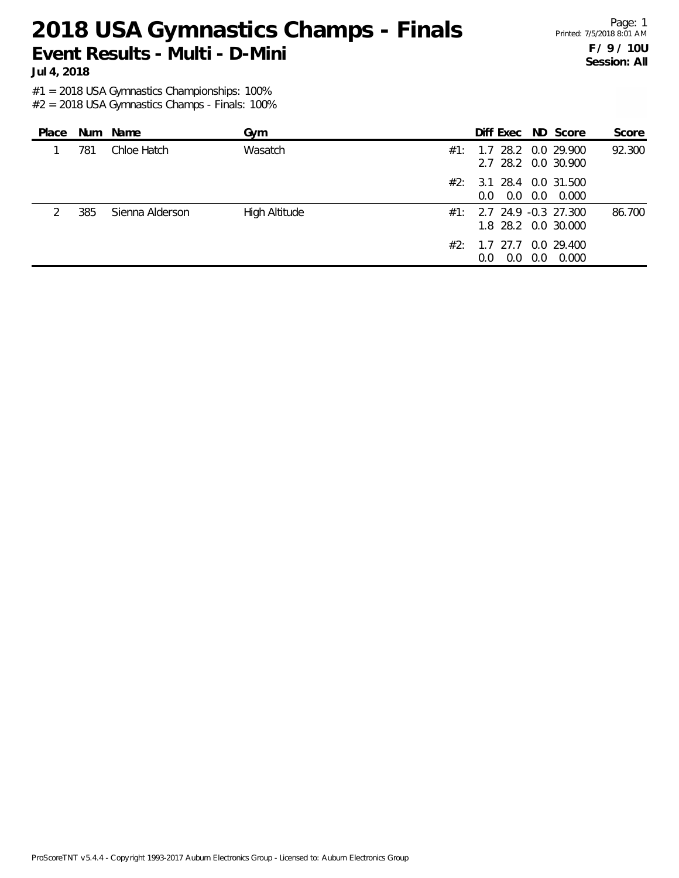# 2018 USA Gymnastics Champs - Finals

## Event Results - Multi - D-Mini

**Jul 4, 2018**

Printed: 7/5/2018 8:01 AM

**F / 9 / 10U**
**Session: All**

#1 = 2018 USA Gymnastics Championships: 100%
#2 = 2018 USA Gymnastics Champs - Finals: 100%

| Place | Num | Name | Gym | | Diff | Exec | ND | Score | Score |
|---|---|---|---|---|---|---|---|---|---|
| 1 | 781 | Chloe Hatch | Wasatch | #1: | 1.7 | 28.2 | 0.0 | 29.900 | 92.300 |
| | | | | | 2.7 | 28.2 | 0.0 | 30.900 | |
| | | | | #2: | 3.1 | 28.4 | 0.0 | 31.500 | |
| | | | | | 0.0 | 0.0 | 0.0 | 0.000 | |
| 2 | 385 | Sienna Alderson | High Altitude | #1: | 2.7 | 24.9 | -0.3 | 27.300 | 86.700 |
| | | | | | 1.8 | 28.2 | 0.0 | 30.000 | |
| | | | | #2: | 1.7 | 27.7 | 0.0 | 29.400 | |
| | | | | | 0.0 | 0.0 | 0.0 | 0.000 | |

ProScoreTNT v5.4.4 - Copyright 1993-2017 Auburn Electronics Group - Licensed to: Auburn Electronics Group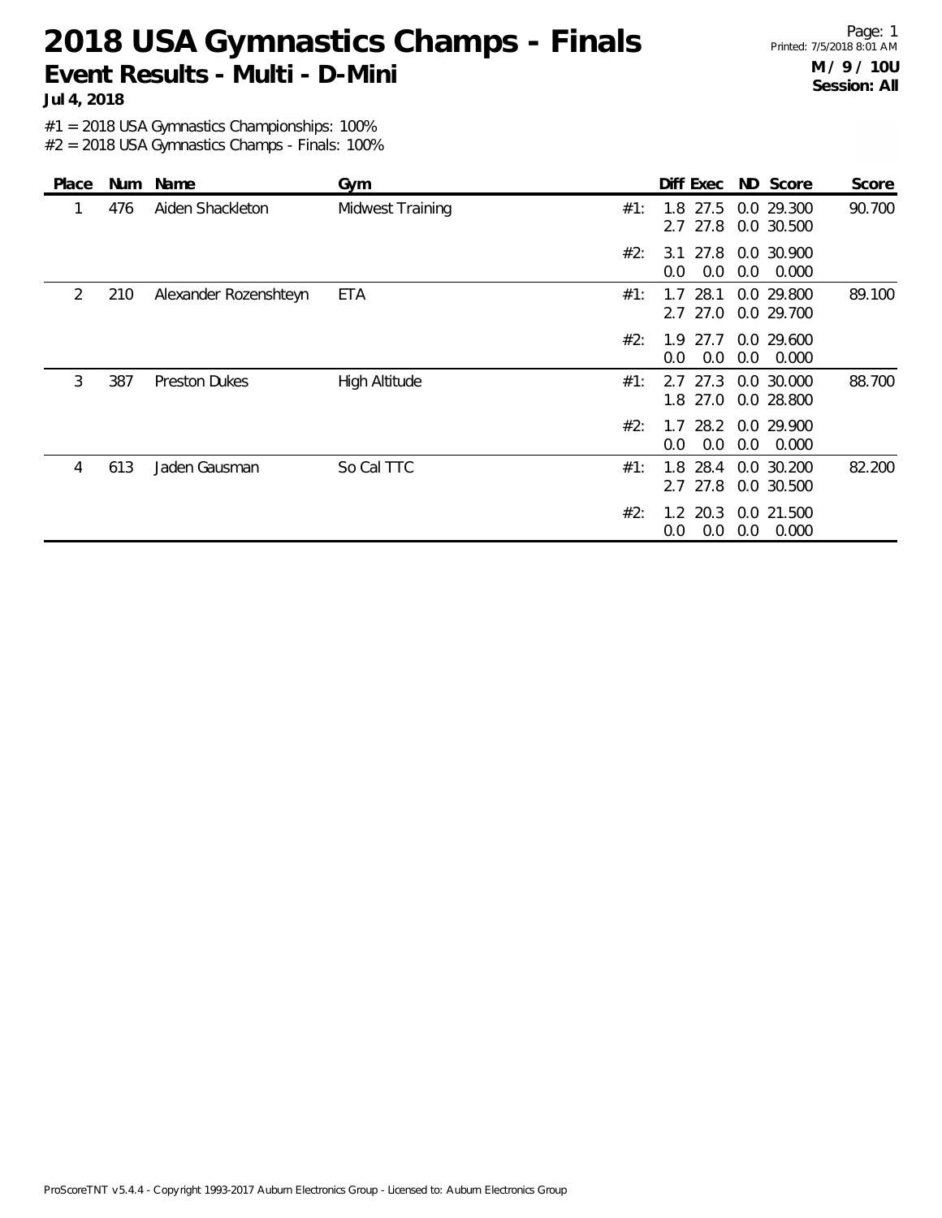# 2018 USA Gymnastics Champs - Finals

## Event Results - Multi - D-Mini

**Jul 4, 2018**

**M / 9 / 10U**
**Session: All**

#1 = 2018 USA Gymnastics Championships: 100%
#2 = 2018 USA Gymnastics Champs - Finals: 100%

| Place | Num | Name | Gym | | Diff | Exec | ND | Score | Score |
|---|---|---|---|---|---|---|---|---|---|
| 1 | 476 | Aiden Shackleton | Midwest Training | #1: | 1.8 | 27.5 | 0.0 | 29.300 | 90.700 |
| | | | | | 2.7 | 27.8 | 0.0 | 30.500 | |
| | | | | #2: | 3.1 | 27.8 | 0.0 | 30.900 | |
| | | | | | 0.0 | 0.0 | 0.0 | 0.000 | |
| 2 | 210 | Alexander Rozenshteyn | ETA | #1: | 1.7 | 28.1 | 0.0 | 29.800 | 89.100 |
| | | | | | 2.7 | 27.0 | 0.0 | 29.700 | |
| | | | | #2: | 1.9 | 27.7 | 0.0 | 29.600 | |
| | | | | | 0.0 | 0.0 | 0.0 | 0.000 | |
| 3 | 387 | Preston Dukes | High Altitude | #1: | 2.7 | 27.3 | 0.0 | 30.000 | 88.700 |
| | | | | | 1.8 | 27.0 | 0.0 | 28.800 | |
| | | | | #2: | 1.7 | 28.2 | 0.0 | 29.900 | |
| | | | | | 0.0 | 0.0 | 0.0 | 0.000 | |
| 4 | 613 | Jaden Gausman | So Cal TTC | #1: | 1.8 | 28.4 | 0.0 | 30.200 | 82.200 |
| | | | | | 2.7 | 27.8 | 0.0 | 30.500 | |
| | | | | #2: | 1.2 | 20.3 | 0.0 | 21.500 | |
| | | | | | 0.0 | 0.0 | 0.0 | 0.000 | |

ProScoreTNT v5.4.4 - Copyright 1993-2017 Auburn Electronics Group - Licensed to: Auburn Electronics Group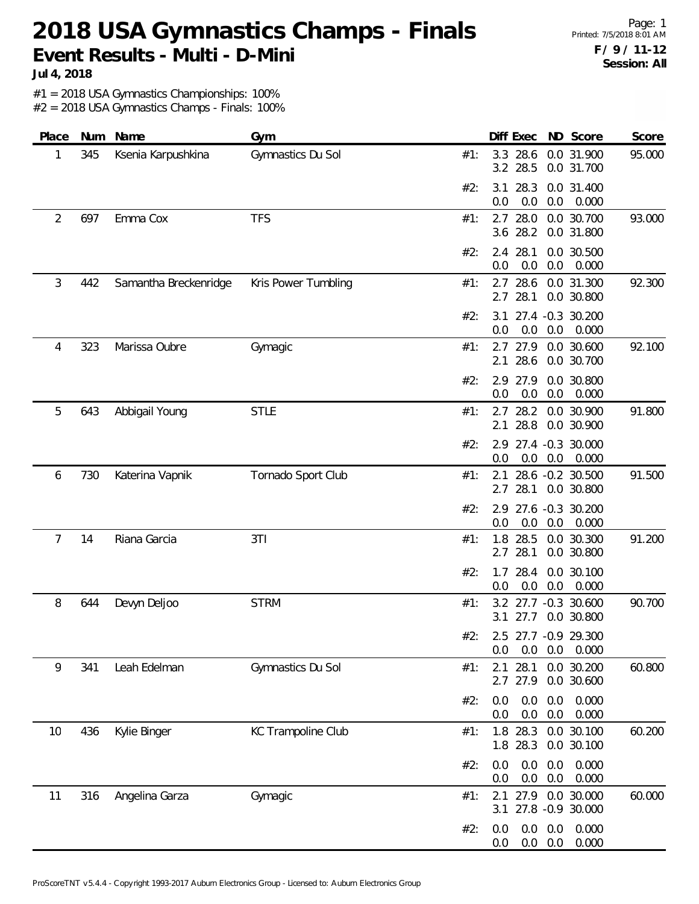# 2018 USA Gymnastics Champs - Finals

**Event Results - Multi - D-Mini**

**Jul 4, 2018**

**F / 9 / 11-12**
**Session: All**

#1 = 2018 USA Gymnastics Championships: 100%
#2 = 2018 USA Gymnastics Champs - Finals: 100%

| Place | Num | Name | Gym | | Diff | Exec | ND | Score | Score |
|---|---|---|---|---|---|---|---|---|---|
| 1 | 345 | Ksenia Karpushkina | Gymnastics Du Sol | #1: | 3.3 | 28.6 | 0.0 | 31.900 | 95.000 |
| | | | | | 3.2 | 28.5 | 0.0 | 31.700 | |
| | | | | #2: | 3.1 | 28.3 | 0.0 | 31.400 | |
| | | | | | 0.0 | 0.0 | 0.0 | 0.000 | |
| 2 | 697 | Emma Cox | TFS | #1: | 2.7 | 28.0 | 0.0 | 30.700 | 93.000 |
| | | | | | 3.6 | 28.2 | 0.0 | 31.800 | |
| | | | | #2: | 2.4 | 28.1 | 0.0 | 30.500 | |
| | | | | | 0.0 | 0.0 | 0.0 | 0.000 | |
| 3 | 442 | Samantha Breckenridge | Kris Power Tumbling | #1: | 2.7 | 28.6 | 0.0 | 31.300 | 92.300 |
| | | | | | 2.7 | 28.1 | 0.0 | 30.800 | |
| | | | | #2: | 3.1 | 27.4 | -0.3 | 30.200 | |
| | | | | | 0.0 | 0.0 | 0.0 | 0.000 | |
| 4 | 323 | Marissa Oubre | Gymagic | #1: | 2.7 | 27.9 | 0.0 | 30.600 | 92.100 |
| | | | | | 2.1 | 28.6 | 0.0 | 30.700 | |
| | | | | #2: | 2.9 | 27.9 | 0.0 | 30.800 | |
| | | | | | 0.0 | 0.0 | 0.0 | 0.000 | |
| 5 | 643 | Abbigail Young | STLE | #1: | 2.7 | 28.2 | 0.0 | 30.900 | 91.800 |
| | | | | | 2.1 | 28.8 | 0.0 | 30.900 | |
| | | | | #2: | 2.9 | 27.4 | -0.3 | 30.000 | |
| | | | | | 0.0 | 0.0 | 0.0 | 0.000 | |
| 6 | 730 | Katerina Vapnik | Tornado Sport Club | #1: | 2.1 | 28.6 | -0.2 | 30.500 | 91.500 |
| | | | | | 2.7 | 28.1 | 0.0 | 30.800 | |
| | | | | #2: | 2.9 | 27.6 | -0.3 | 30.200 | |
| | | | | | 0.0 | 0.0 | 0.0 | 0.000 | |
| 7 | 14 | Riana Garcia | 3TI | #1: | 1.8 | 28.5 | 0.0 | 30.300 | 91.200 |
| | | | | | 2.7 | 28.1 | 0.0 | 30.800 | |
| | | | | #2: | 1.7 | 28.4 | 0.0 | 30.100 | |
| | | | | | 0.0 | 0.0 | 0.0 | 0.000 | |
| 8 | 644 | Devyn Deljoo | STRM | #1: | 3.2 | 27.7 | -0.3 | 30.600 | 90.700 |
| | | | | | 3.1 | 27.7 | 0.0 | 30.800 | |
| | | | | #2: | 2.5 | 27.7 | -0.9 | 29.300 | |
| | | | | | 0.0 | 0.0 | 0.0 | 0.000 | |
| 9 | 341 | Leah Edelman | Gymnastics Du Sol | #1: | 2.1 | 28.1 | 0.0 | 30.200 | 60.800 |
| | | | | | 2.7 | 27.9 | 0.0 | 30.600 | |
| | | | | #2: | 0.0 | 0.0 | 0.0 | 0.000 | |
| | | | | | 0.0 | 0.0 | 0.0 | 0.000 | |
| 10 | 436 | Kylie Binger | KC Trampoline Club | #1: | 1.8 | 28.3 | 0.0 | 30.100 | 60.200 |
| | | | | | 1.8 | 28.3 | 0.0 | 30.100 | |
| | | | | #2: | 0.0 | 0.0 | 0.0 | 0.000 | |
| | | | | | 0.0 | 0.0 | 0.0 | 0.000 | |
| 11 | 316 | Angelina Garza | Gymagic | #1: | 2.1 | 27.9 | 0.0 | 30.000 | 60.000 |
| | | | | | 3.1 | 27.8 | -0.9 | 30.000 | |
| | | | | #2: | 0.0 | 0.0 | 0.0 | 0.000 | |
| | | | | | 0.0 | 0.0 | 0.0 | 0.000 | |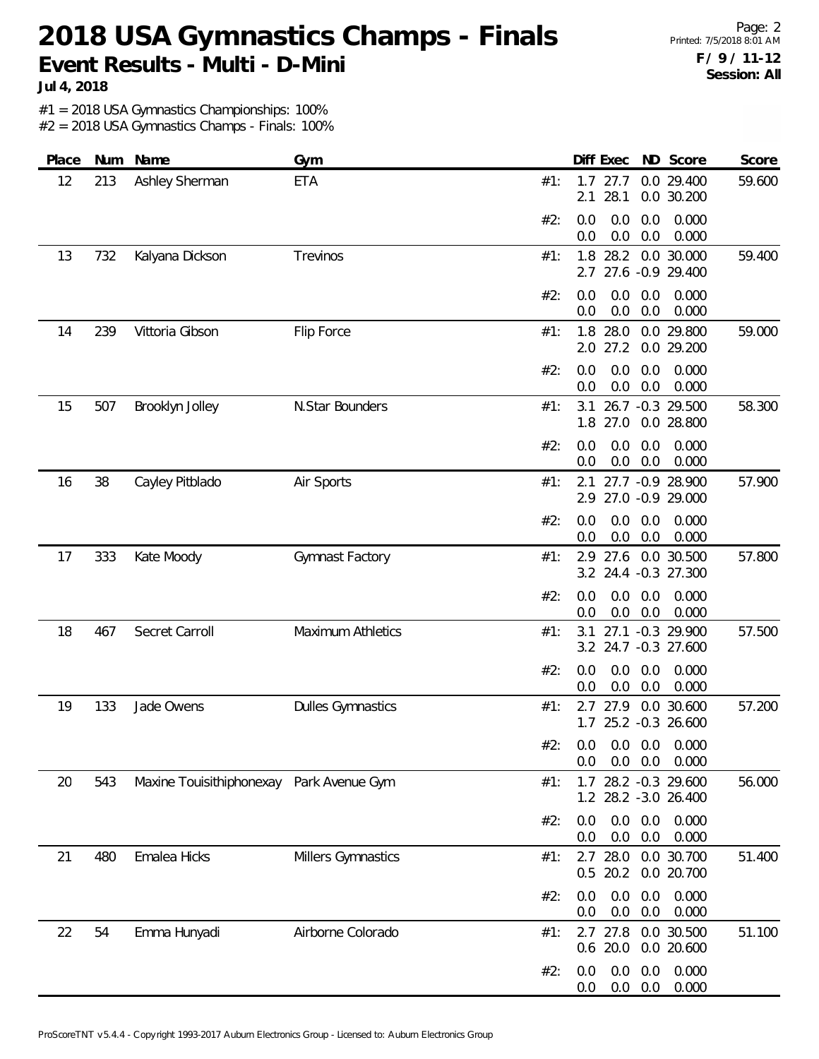# 2018 USA Gymnastics Champs - Finals

## Event Results - Multi - D-Mini

**Jul 4, 2018**

**F / 9 / 11-12**
**Session: All**

#1 = 2018 USA Gymnastics Championships: 100%
#2 = 2018 USA Gymnastics Champs - Finals: 100%

| Place | Num | Name | Gym | | Diff | Exec | ND | Score | Score |
|---|---|---|---|---|---|---|---|---|---|
| 12 | 213 | Ashley Sherman | ETA | #1: | 1.7 | 27.7 | 0.0 | 29.400 | 59.600 |
| | | | | | 2.1 | 28.1 | 0.0 | 30.200 | |
| | | | | #2: | 0.0 | 0.0 | 0.0 | 0.000 | |
| | | | | | 0.0 | 0.0 | 0.0 | 0.000 | |
| 13 | 732 | Kalyana Dickson | Trevinos | #1: | 1.8 | 28.2 | 0.0 | 30.000 | 59.400 |
| | | | | | 2.7 | 27.6 | -0.9 | 29.400 | |
| | | | | #2: | 0.0 | 0.0 | 0.0 | 0.000 | |
| | | | | | 0.0 | 0.0 | 0.0 | 0.000 | |
| 14 | 239 | Vittoria Gibson | Flip Force | #1: | 1.8 | 28.0 | 0.0 | 29.800 | 59.000 |
| | | | | | 2.0 | 27.2 | 0.0 | 29.200 | |
| | | | | #2: | 0.0 | 0.0 | 0.0 | 0.000 | |
| | | | | | 0.0 | 0.0 | 0.0 | 0.000 | |
| 15 | 507 | Brooklyn Jolley | N.Star Bounders | #1: | 3.1 | 26.7 | -0.3 | 29.500 | 58.300 |
| | | | | | 1.8 | 27.0 | 0.0 | 28.800 | |
| | | | | #2: | 0.0 | 0.0 | 0.0 | 0.000 | |
| | | | | | 0.0 | 0.0 | 0.0 | 0.000 | |
| 16 | 38 | Cayley Pitblado | Air Sports | #1: | 2.1 | 27.7 | -0.9 | 28.900 | 57.900 |
| | | | | | 2.9 | 27.0 | -0.9 | 29.000 | |
| | | | | #2: | 0.0 | 0.0 | 0.0 | 0.000 | |
| | | | | | 0.0 | 0.0 | 0.0 | 0.000 | |
| 17 | 333 | Kate Moody | Gymnast Factory | #1: | 2.9 | 27.6 | 0.0 | 30.500 | 57.800 |
| | | | | | 3.2 | 24.4 | -0.3 | 27.300 | |
| | | | | #2: | 0.0 | 0.0 | 0.0 | 0.000 | |
| | | | | | 0.0 | 0.0 | 0.0 | 0.000 | |
| 18 | 467 | Secret Carroll | Maximum Athletics | #1: | 3.1 | 27.1 | -0.3 | 29.900 | 57.500 |
| | | | | | 3.2 | 24.7 | -0.3 | 27.600 | |
| | | | | #2: | 0.0 | 0.0 | 0.0 | 0.000 | |
| | | | | | 0.0 | 0.0 | 0.0 | 0.000 | |
| 19 | 133 | Jade Owens | Dulles Gymnastics | #1: | 2.7 | 27.9 | 0.0 | 30.600 | 57.200 |
| | | | | | 1.7 | 25.2 | -0.3 | 26.600 | |
| | | | | #2: | 0.0 | 0.0 | 0.0 | 0.000 | |
| | | | | | 0.0 | 0.0 | 0.0 | 0.000 | |
| 20 | 543 | Maxine Touisithiphonexay | Park Avenue Gym | #1: | 1.7 | 28.2 | -0.3 | 29.600 | 56.000 |
| | | | | | 1.2 | 28.2 | -3.0 | 26.400 | |
| | | | | #2: | 0.0 | 0.0 | 0.0 | 0.000 | |
| | | | | | 0.0 | 0.0 | 0.0 | 0.000 | |
| 21 | 480 | Emalea Hicks | Millers Gymnastics | #1: | 2.7 | 28.0 | 0.0 | 30.700 | 51.400 |
| | | | | | 0.5 | 20.2 | 0.0 | 20.700 | |
| | | | | #2: | 0.0 | 0.0 | 0.0 | 0.000 | |
| | | | | | 0.0 | 0.0 | 0.0 | 0.000 | |
| 22 | 54 | Emma Hunyadi | Airborne Colorado | #1: | 2.7 | 27.8 | 0.0 | 30.500 | 51.100 |
| | | | | | 0.6 | 20.0 | 0.0 | 20.600 | |
| | | | | #2: | 0.0 | 0.0 | 0.0 | 0.000 | |
| | | | | | 0.0 | 0.0 | 0.0 | 0.000 | |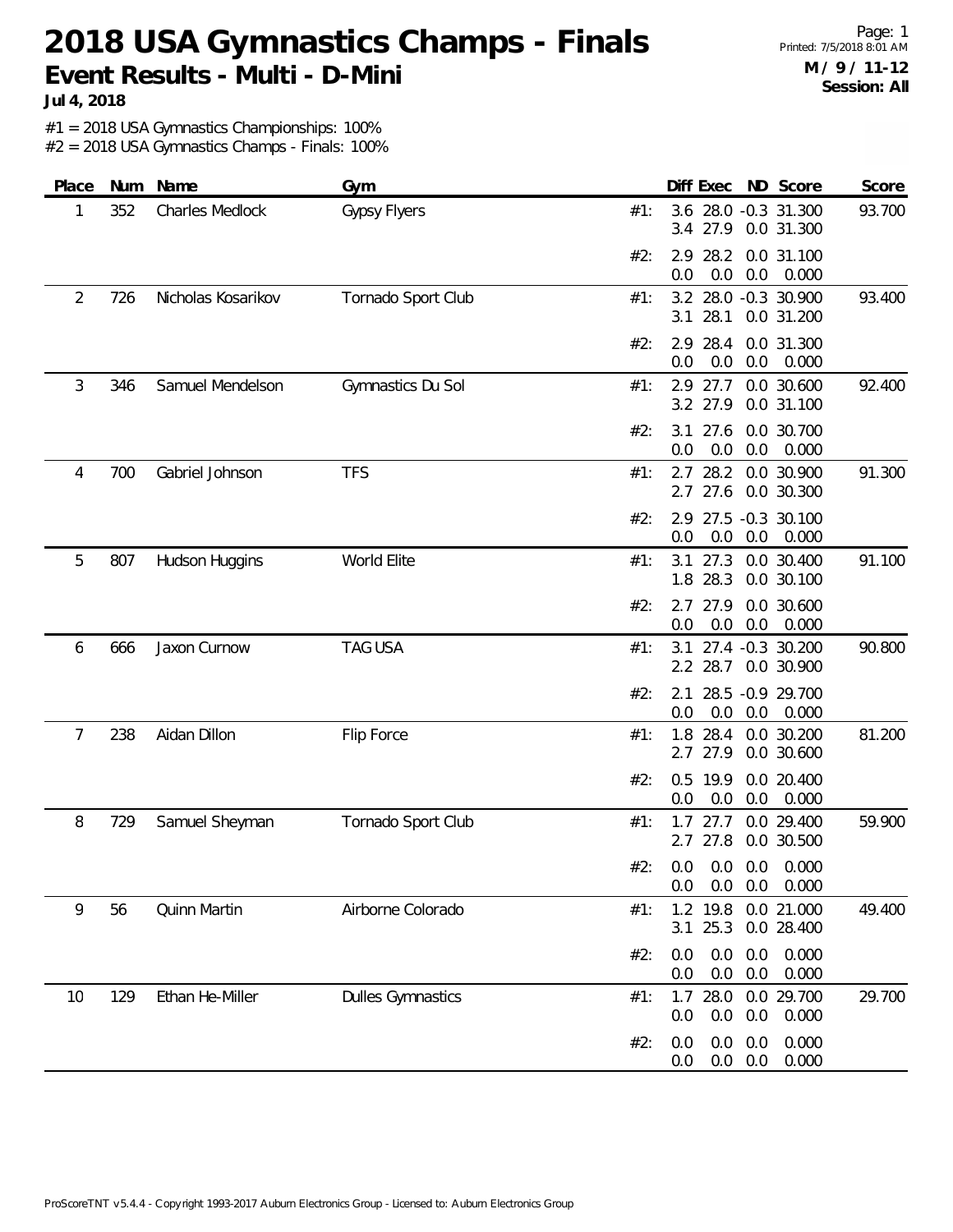# 2018 USA Gymnastics Champs - Finals

## Event Results - Multi - D-Mini

**Jul 4, 2018**

**M / 9 / 11-12**
**Session: All**

#1 = 2018 USA Gymnastics Championships: 100%
#2 = 2018 USA Gymnastics Champs - Finals: 100%

| Place | Num | Name | Gym | | Diff | Exec | ND | Score | Score |
|---|---|---|---|---|---|---|---|---|---|
| 1 | 352 | Charles Medlock | Gypsy Flyers | #1: | 3.6 | 28.0 | -0.3 | 31.300 | 93.700 |
| | | | | | 3.4 | 27.9 | 0.0 | 31.300 | |
| | | | | #2: | 2.9 | 28.2 | 0.0 | 31.100 | |
| | | | | | 0.0 | 0.0 | 0.0 | 0.000 | |
| 2 | 726 | Nicholas Kosarikov | Tornado Sport Club | #1: | 3.2 | 28.0 | -0.3 | 30.900 | 93.400 |
| | | | | | 3.1 | 28.1 | 0.0 | 31.200 | |
| | | | | #2: | 2.9 | 28.4 | 0.0 | 31.300 | |
| | | | | | 0.0 | 0.0 | 0.0 | 0.000 | |
| 3 | 346 | Samuel Mendelson | Gymnastics Du Sol | #1: | 2.9 | 27.7 | 0.0 | 30.600 | 92.400 |
| | | | | | 3.2 | 27.9 | 0.0 | 31.100 | |
| | | | | #2: | 3.1 | 27.6 | 0.0 | 30.700 | |
| | | | | | 0.0 | 0.0 | 0.0 | 0.000 | |
| 4 | 700 | Gabriel Johnson | TFS | #1: | 2.7 | 28.2 | 0.0 | 30.900 | 91.300 |
| | | | | | 2.7 | 27.6 | 0.0 | 30.300 | |
| | | | | #2: | 2.9 | 27.5 | -0.3 | 30.100 | |
| | | | | | 0.0 | 0.0 | 0.0 | 0.000 | |
| 5 | 807 | Hudson Huggins | World Elite | #1: | 3.1 | 27.3 | 0.0 | 30.400 | 91.100 |
| | | | | | 1.8 | 28.3 | 0.0 | 30.100 | |
| | | | | #2: | 2.7 | 27.9 | 0.0 | 30.600 | |
| | | | | | 0.0 | 0.0 | 0.0 | 0.000 | |
| 6 | 666 | Jaxon Curnow | TAG USA | #1: | 3.1 | 27.4 | -0.3 | 30.200 | 90.800 |
| | | | | | 2.2 | 28.7 | 0.0 | 30.900 | |
| | | | | #2: | 2.1 | 28.5 | -0.9 | 29.700 | |
| | | | | | 0.0 | 0.0 | 0.0 | 0.000 | |
| 7 | 238 | Aidan Dillon | Flip Force | #1: | 1.8 | 28.4 | 0.0 | 30.200 | 81.200 |
| | | | | | 2.7 | 27.9 | 0.0 | 30.600 | |
| | | | | #2: | 0.5 | 19.9 | 0.0 | 20.400 | |
| | | | | | 0.0 | 0.0 | 0.0 | 0.000 | |
| 8 | 729 | Samuel Sheyman | Tornado Sport Club | #1: | 1.7 | 27.7 | 0.0 | 29.400 | 59.900 |
| | | | | | 2.7 | 27.8 | 0.0 | 30.500 | |
| | | | | #2: | 0.0 | 0.0 | 0.0 | 0.000 | |
| | | | | | 0.0 | 0.0 | 0.0 | 0.000 | |
| 9 | 56 | Quinn Martin | Airborne Colorado | #1: | 1.2 | 19.8 | 0.0 | 21.000 | 49.400 |
| | | | | | 3.1 | 25.3 | 0.0 | 28.400 | |
| | | | | #2: | 0.0 | 0.0 | 0.0 | 0.000 | |
| | | | | | 0.0 | 0.0 | 0.0 | 0.000 | |
| 10 | 129 | Ethan He-Miller | Dulles Gymnastics | #1: | 1.7 | 28.0 | 0.0 | 29.700 | 29.700 |
| | | | | | 0.0 | 0.0 | 0.0 | 0.000 | |
| | | | | #2: | 0.0 | 0.0 | 0.0 | 0.000 | |
| | | | | | 0.0 | 0.0 | 0.0 | 0.000 | |

ProScoreTNT v5.4.4 - Copyright 1993-2017 Auburn Electronics Group - Licensed to: Auburn Electronics Group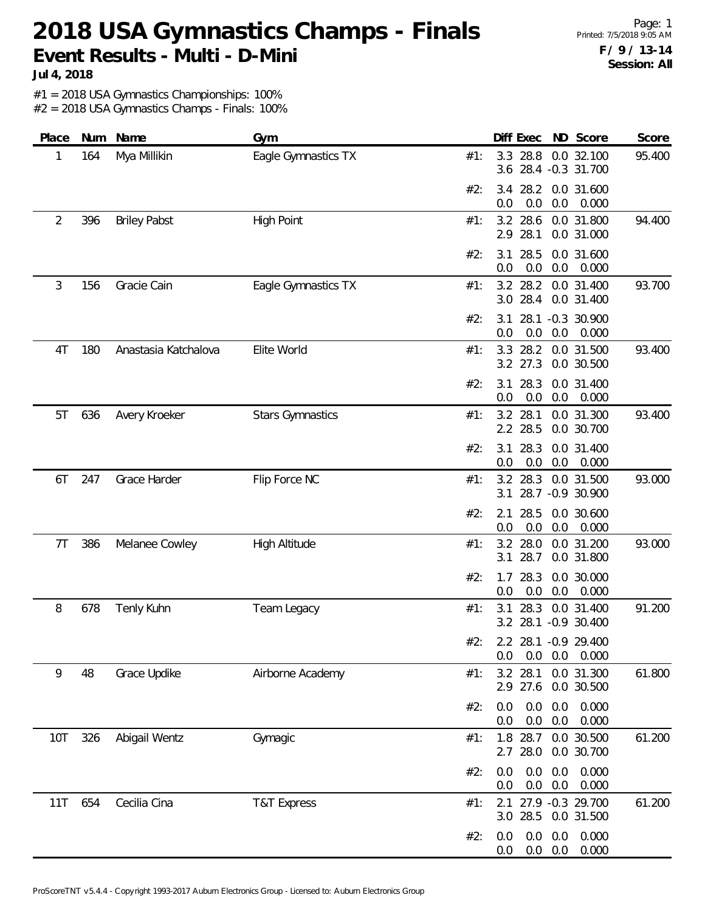# 2018 USA Gymnastics Champs - Finals

## Event Results - Multi - D-Mini

**Jul 4, 2018**

**F / 9 / 13-14**
**Session: All**

#1 = 2018 USA Gymnastics Championships: 100%
#2 = 2018 USA Gymnastics Champs - Finals: 100%

| Place | Num | Name | Gym | | Diff | Exec | ND | Score | Score |
|---|---|---|---|---|---|---|---|---|---|
| 1 | 164 | Mya Millikin | Eagle Gymnastics TX | #1: | 3.3 | 28.8 | 0.0 | 32.100 | 95.400 |
| | | | | | 3.6 | 28.4 | -0.3 | 31.700 | |
| | | | | #2: | 3.4 | 28.2 | 0.0 | 31.600 | |
| | | | | | 0.0 | 0.0 | 0.0 | 0.000 | |
| 2 | 396 | Briley Pabst | High Point | #1: | 3.2 | 28.6 | 0.0 | 31.800 | 94.400 |
| | | | | | 2.9 | 28.1 | 0.0 | 31.000 | |
| | | | | #2: | 3.1 | 28.5 | 0.0 | 31.600 | |
| | | | | | 0.0 | 0.0 | 0.0 | 0.000 | |
| 3 | 156 | Gracie Cain | Eagle Gymnastics TX | #1: | 3.2 | 28.2 | 0.0 | 31.400 | 93.700 |
| | | | | | 3.0 | 28.4 | 0.0 | 31.400 | |
| | | | | #2: | 3.1 | 28.1 | -0.3 | 30.900 | |
| | | | | | 0.0 | 0.0 | 0.0 | 0.000 | |
| 4T | 180 | Anastasia Katchalova | Elite World | #1: | 3.3 | 28.2 | 0.0 | 31.500 | 93.400 |
| | | | | | 3.2 | 27.3 | 0.0 | 30.500 | |
| | | | | #2: | 3.1 | 28.3 | 0.0 | 31.400 | |
| | | | | | 0.0 | 0.0 | 0.0 | 0.000 | |
| 5T | 636 | Avery Kroeker | Stars Gymnastics | #1: | 3.2 | 28.1 | 0.0 | 31.300 | 93.400 |
| | | | | | 2.2 | 28.5 | 0.0 | 30.700 | |
| | | | | #2: | 3.1 | 28.3 | 0.0 | 31.400 | |
| | | | | | 0.0 | 0.0 | 0.0 | 0.000 | |
| 6T | 247 | Grace Harder | Flip Force NC | #1: | 3.2 | 28.3 | 0.0 | 31.500 | 93.000 |
| | | | | | 3.1 | 28.7 | -0.9 | 30.900 | |
| | | | | #2: | 2.1 | 28.5 | 0.0 | 30.600 | |
| | | | | | 0.0 | 0.0 | 0.0 | 0.000 | |
| 7T | 386 | Melanee Cowley | High Altitude | #1: | 3.2 | 28.0 | 0.0 | 31.200 | 93.000 |
| | | | | | 3.1 | 28.7 | 0.0 | 31.800 | |
| | | | | #2: | 1.7 | 28.3 | 0.0 | 30.000 | |
| | | | | | 0.0 | 0.0 | 0.0 | 0.000 | |
| 8 | 678 | Tenly Kuhn | Team Legacy | #1: | 3.1 | 28.3 | 0.0 | 31.400 | 91.200 |
| | | | | | 3.2 | 28.1 | -0.9 | 30.400 | |
| | | | | #2: | 2.2 | 28.1 | -0.9 | 29.400 | |
| | | | | | 0.0 | 0.0 | 0.0 | 0.000 | |
| 9 | 48 | Grace Updike | Airborne Academy | #1: | 3.2 | 28.1 | 0.0 | 31.300 | 61.800 |
| | | | | | 2.9 | 27.6 | 0.0 | 30.500 | |
| | | | | #2: | 0.0 | 0.0 | 0.0 | 0.000 | |
| | | | | | 0.0 | 0.0 | 0.0 | 0.000 | |
| 10T | 326 | Abigail Wentz | Gymagic | #1: | 1.8 | 28.7 | 0.0 | 30.500 | 61.200 |
| | | | | | 2.7 | 28.0 | 0.0 | 30.700 | |
| | | | | #2: | 0.0 | 0.0 | 0.0 | 0.000 | |
| | | | | | 0.0 | 0.0 | 0.0 | 0.000 | |
| 11T | 654 | Cecilia Cina | T&T Express | #1: | 2.1 | 27.9 | -0.3 | 29.700 | 61.200 |
| | | | | | 3.0 | 28.5 | 0.0 | 31.500 | |
| | | | | #2: | 0.0 | 0.0 | 0.0 | 0.000 | |
| | | | | | 0.0 | 0.0 | 0.0 | 0.000 | |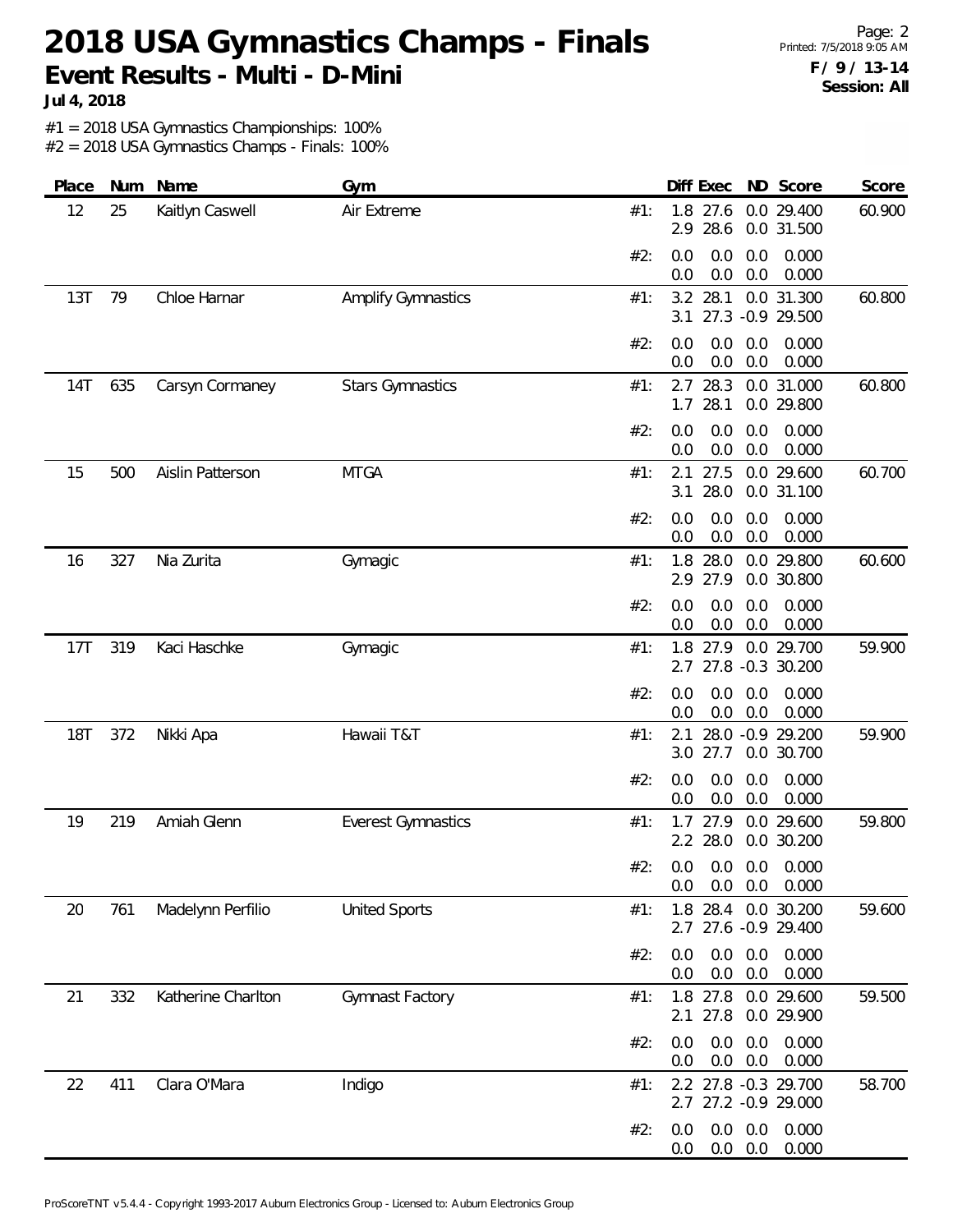# 2018 USA Gymnastics Champs - Finals

**Event Results - Multi - D-Mini**

**Jul 4, 2018**

Printed: 7/5/2018 9:05 AM

**F / 9 / 13-14**

**Session: All**

#1 = 2018 USA Gymnastics Championships: 100%
#2 = 2018 USA Gymnastics Champs - Finals: 100%

| Place | Num | Name | Gym | | Diff | Exec | ND | Score | Score |
|---|---|---|---|---|---|---|---|---|---|
| 12 | 25 | Kaitlyn Caswell | Air Extreme | #1: | 1.8 | 27.6 | 0.0 | 29.400 | 60.900 |
| | | | | | 2.9 | 28.6 | 0.0 | 31.500 | |
| | | | | #2: | 0.0 | 0.0 | 0.0 | 0.000 | |
| | | | | | 0.0 | 0.0 | 0.0 | 0.000 | |
| 13T | 79 | Chloe Harnar | Amplify Gymnastics | #1: | 3.2 | 28.1 | 0.0 | 31.300 | 60.800 |
| | | | | | 3.1 | 27.3 | -0.9 | 29.500 | |
| | | | | #2: | 0.0 | 0.0 | 0.0 | 0.000 | |
| | | | | | 0.0 | 0.0 | 0.0 | 0.000 | |
| 14T | 635 | Carsyn Cormaney | Stars Gymnastics | #1: | 2.7 | 28.3 | 0.0 | 31.000 | 60.800 |
| | | | | | 1.7 | 28.1 | 0.0 | 29.800 | |
| | | | | #2: | 0.0 | 0.0 | 0.0 | 0.000 | |
| | | | | | 0.0 | 0.0 | 0.0 | 0.000 | |
| 15 | 500 | Aislin Patterson | MTGA | #1: | 2.1 | 27.5 | 0.0 | 29.600 | 60.700 |
| | | | | | 3.1 | 28.0 | 0.0 | 31.100 | |
| | | | | #2: | 0.0 | 0.0 | 0.0 | 0.000 | |
| | | | | | 0.0 | 0.0 | 0.0 | 0.000 | |
| 16 | 327 | Nia Zurita | Gymagic | #1: | 1.8 | 28.0 | 0.0 | 29.800 | 60.600 |
| | | | | | 2.9 | 27.9 | 0.0 | 30.800 | |
| | | | | #2: | 0.0 | 0.0 | 0.0 | 0.000 | |
| | | | | | 0.0 | 0.0 | 0.0 | 0.000 | |
| 17T | 319 | Kaci Haschke | Gymagic | #1: | 1.8 | 27.9 | 0.0 | 29.700 | 59.900 |
| | | | | | 2.7 | 27.8 | -0.3 | 30.200 | |
| | | | | #2: | 0.0 | 0.0 | 0.0 | 0.000 | |
| | | | | | 0.0 | 0.0 | 0.0 | 0.000 | |
| 18T | 372 | Nikki Apa | Hawaii T&T | #1: | 2.1 | 28.0 | -0.9 | 29.200 | 59.900 |
| | | | | | 3.0 | 27.7 | 0.0 | 30.700 | |
| | | | | #2: | 0.0 | 0.0 | 0.0 | 0.000 | |
| | | | | | 0.0 | 0.0 | 0.0 | 0.000 | |
| 19 | 219 | Amiah Glenn | Everest Gymnastics | #1: | 1.7 | 27.9 | 0.0 | 29.600 | 59.800 |
| | | | | | 2.2 | 28.0 | 0.0 | 30.200 | |
| | | | | #2: | 0.0 | 0.0 | 0.0 | 0.000 | |
| | | | | | 0.0 | 0.0 | 0.0 | 0.000 | |
| 20 | 761 | Madelynn Perfilio | United Sports | #1: | 1.8 | 28.4 | 0.0 | 30.200 | 59.600 |
| | | | | | 2.7 | 27.6 | -0.9 | 29.400 | |
| | | | | #2: | 0.0 | 0.0 | 0.0 | 0.000 | |
| | | | | | 0.0 | 0.0 | 0.0 | 0.000 | |
| 21 | 332 | Katherine Charlton | Gymnast Factory | #1: | 1.8 | 27.8 | 0.0 | 29.600 | 59.500 |
| | | | | | 2.1 | 27.8 | 0.0 | 29.900 | |
| | | | | #2: | 0.0 | 0.0 | 0.0 | 0.000 | |
| | | | | | 0.0 | 0.0 | 0.0 | 0.000 | |
| 22 | 411 | Clara O'Mara | Indigo | #1: | 2.2 | 27.8 | -0.3 | 29.700 | 58.700 |
| | | | | | 2.7 | 27.2 | -0.9 | 29.000 | |
| | | | | #2: | 0.0 | 0.0 | 0.0 | 0.000 | |
| | | | | | 0.0 | 0.0 | 0.0 | 0.000 | |

ProScoreTNT v5.4.4 - Copyright 1993-2017 Auburn Electronics Group - Licensed to: Auburn Electronics Group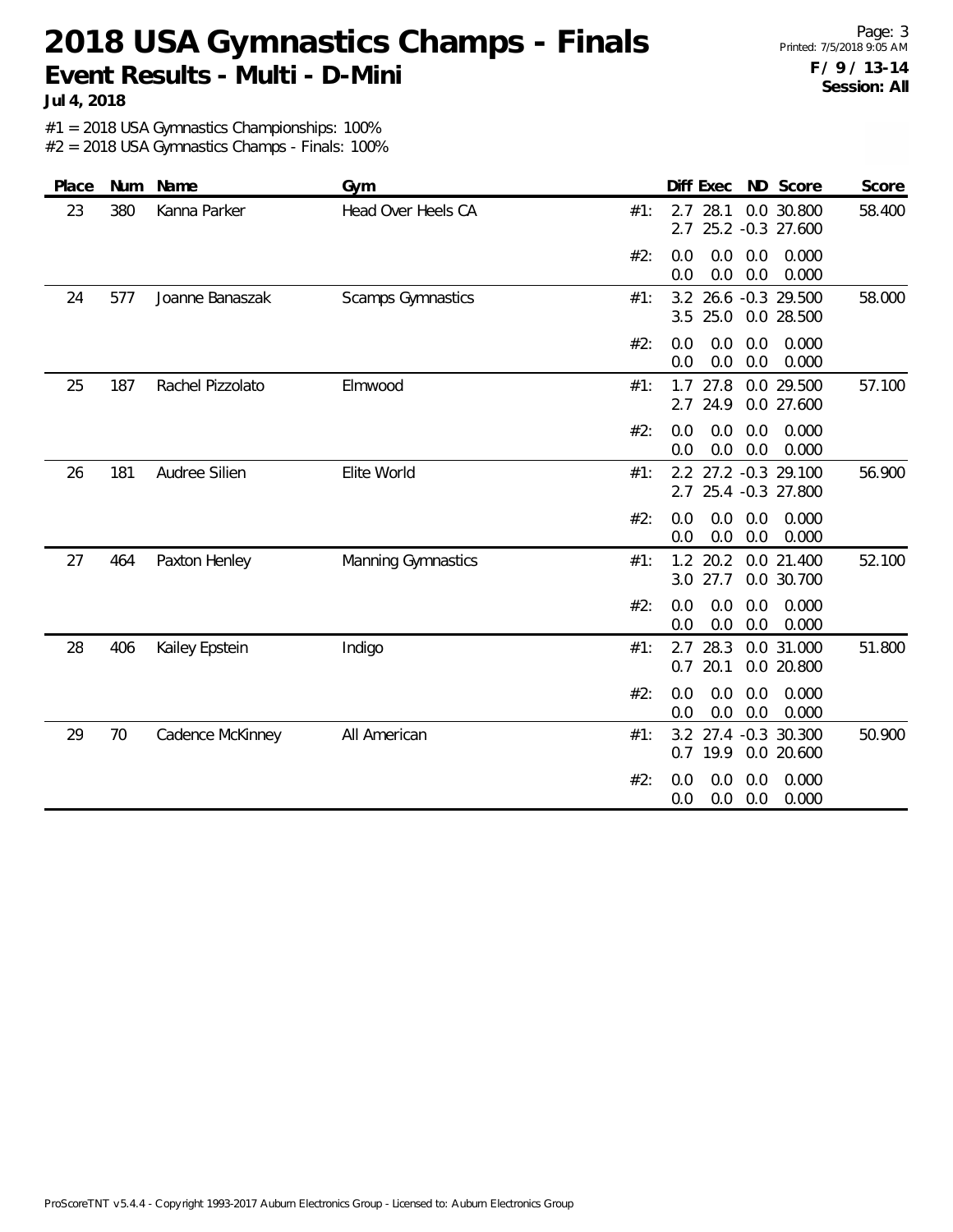# 2018 USA Gymnastics Champs - Finals

## Event Results - Multi - D-Mini

**Jul 4, 2018**

**F / 9 / 13-14**
**Session: All**

#1 = 2018 USA Gymnastics Championships: 100%
#2 = 2018 USA Gymnastics Champs - Finals: 100%

| Place | Num | Name | Gym | | Diff | Exec | ND | Score | Score |
|---|---|---|---|---|---|---|---|---|---|
| 23 | 380 | Kanna Parker | Head Over Heels CA | #1: | 2.7 | 28.1 | 0.0 | 30.800 | 58.400 |
| | | | | | 2.7 | 25.2 | -0.3 | 27.600 | |
| | | | | #2: | 0.0 | 0.0 | 0.0 | 0.000 | |
| | | | | | 0.0 | 0.0 | 0.0 | 0.000 | |
| 24 | 577 | Joanne Banaszak | Scamps Gymnastics | #1: | 3.2 | 26.6 | -0.3 | 29.500 | 58.000 |
| | | | | | 3.5 | 25.0 | 0.0 | 28.500 | |
| | | | | #2: | 0.0 | 0.0 | 0.0 | 0.000 | |
| | | | | | 0.0 | 0.0 | 0.0 | 0.000 | |
| 25 | 187 | Rachel Pizzolato | Elmwood | #1: | 1.7 | 27.8 | 0.0 | 29.500 | 57.100 |
| | | | | | 2.7 | 24.9 | 0.0 | 27.600 | |
| | | | | #2: | 0.0 | 0.0 | 0.0 | 0.000 | |
| | | | | | 0.0 | 0.0 | 0.0 | 0.000 | |
| 26 | 181 | Audree Silien | Elite World | #1: | 2.2 | 27.2 | -0.3 | 29.100 | 56.900 |
| | | | | | 2.7 | 25.4 | -0.3 | 27.800 | |
| | | | | #2: | 0.0 | 0.0 | 0.0 | 0.000 | |
| | | | | | 0.0 | 0.0 | 0.0 | 0.000 | |
| 27 | 464 | Paxton Henley | Manning Gymnastics | #1: | 1.2 | 20.2 | 0.0 | 21.400 | 52.100 |
| | | | | | 3.0 | 27.7 | 0.0 | 30.700 | |
| | | | | #2: | 0.0 | 0.0 | 0.0 | 0.000 | |
| | | | | | 0.0 | 0.0 | 0.0 | 0.000 | |
| 28 | 406 | Kailey Epstein | Indigo | #1: | 2.7 | 28.3 | 0.0 | 31.000 | 51.800 |
| | | | | | 0.7 | 20.1 | 0.0 | 20.800 | |
| | | | | #2: | 0.0 | 0.0 | 0.0 | 0.000 | |
| | | | | | 0.0 | 0.0 | 0.0 | 0.000 | |
| 29 | 70 | Cadence McKinney | All American | #1: | 3.2 | 27.4 | -0.3 | 30.300 | 50.900 |
| | | | | | 0.7 | 19.9 | 0.0 | 20.600 | |
| | | | | #2: | 0.0 | 0.0 | 0.0 | 0.000 | |
| | | | | | 0.0 | 0.0 | 0.0 | 0.000 | |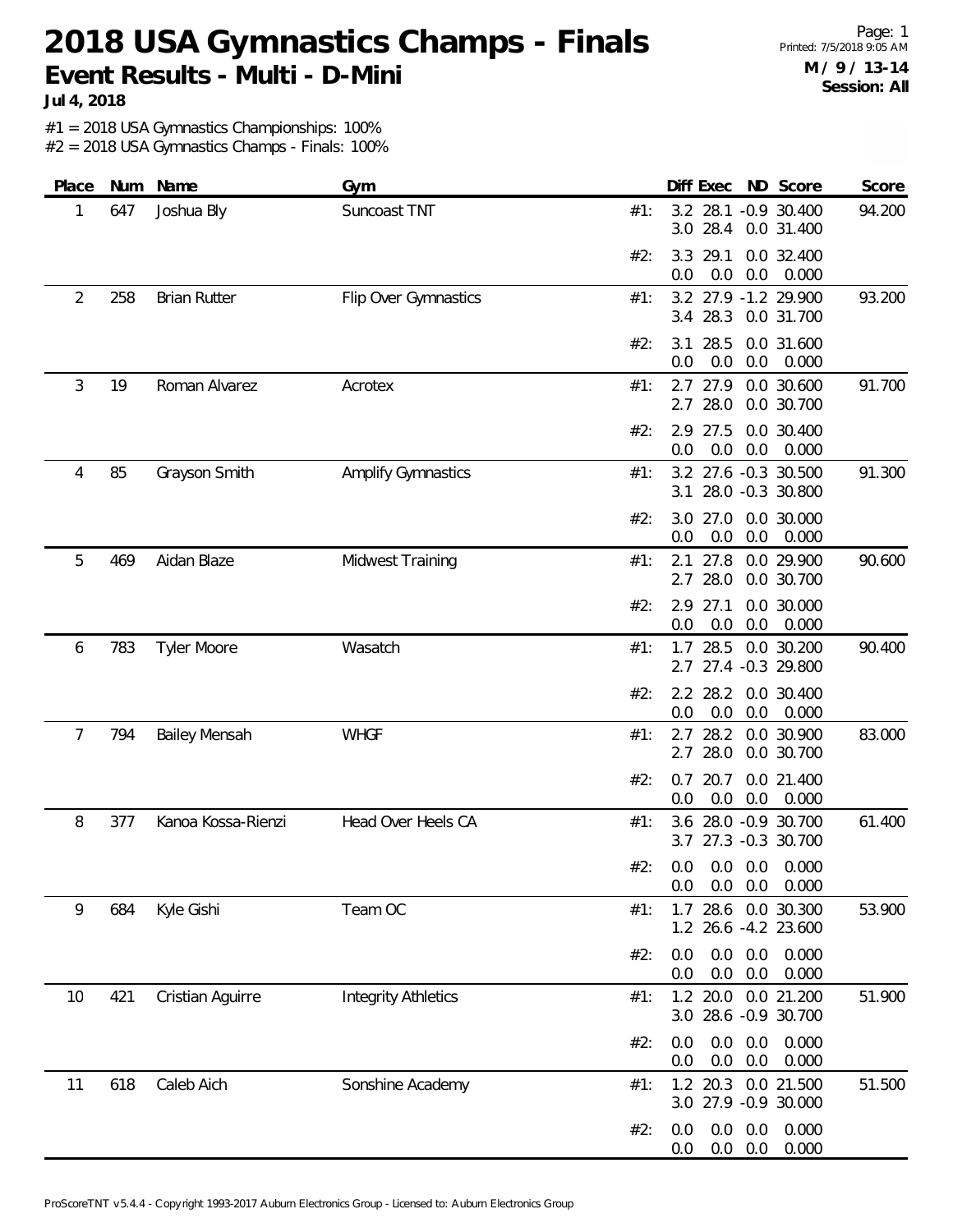# 2018 USA Gymnastics Champs - Finals

**Event Results - Multi - D-Mini**

**Jul 4, 2018**

**M / 9 / 13-14**
**Session: All**

#1 = 2018 USA Gymnastics Championships: 100%
#2 = 2018 USA Gymnastics Champs - Finals: 100%

| Place | Num | Name | Gym | | Diff | Exec | ND | Score | Score |
|---|---|---|---|---|---|---|---|---|---|
| 1 | 647 | Joshua Bly | Suncoast TNT | #1: | 3.2 | 28.1 | -0.9 | 30.400 | 94.200 |
| | | | | | 3.0 | 28.4 | 0.0 | 31.400 | |
| | | | | #2: | 3.3 | 29.1 | 0.0 | 32.400 | |
| | | | | | 0.0 | 0.0 | 0.0 | 0.000 | |
| 2 | 258 | Brian Rutter | Flip Over Gymnastics | #1: | 3.2 | 27.9 | -1.2 | 29.900 | 93.200 |
| | | | | | 3.4 | 28.3 | 0.0 | 31.700 | |
| | | | | #2: | 3.1 | 28.5 | 0.0 | 31.600 | |
| | | | | | 0.0 | 0.0 | 0.0 | 0.000 | |
| 3 | 19 | Roman Alvarez | Acrotex | #1: | 2.7 | 27.9 | 0.0 | 30.600 | 91.700 |
| | | | | | 2.7 | 28.0 | 0.0 | 30.700 | |
| | | | | #2: | 2.9 | 27.5 | 0.0 | 30.400 | |
| | | | | | 0.0 | 0.0 | 0.0 | 0.000 | |
| 4 | 85 | Grayson Smith | Amplify Gymnastics | #1: | 3.2 | 27.6 | -0.3 | 30.500 | 91.300 |
| | | | | | 3.1 | 28.0 | -0.3 | 30.800 | |
| | | | | #2: | 3.0 | 27.0 | 0.0 | 30.000 | |
| | | | | | 0.0 | 0.0 | 0.0 | 0.000 | |
| 5 | 469 | Aidan Blaze | Midwest Training | #1: | 2.1 | 27.8 | 0.0 | 29.900 | 90.600 |
| | | | | | 2.7 | 28.0 | 0.0 | 30.700 | |
| | | | | #2: | 2.9 | 27.1 | 0.0 | 30.000 | |
| | | | | | 0.0 | 0.0 | 0.0 | 0.000 | |
| 6 | 783 | Tyler Moore | Wasatch | #1: | 1.7 | 28.5 | 0.0 | 30.200 | 90.400 |
| | | | | | 2.7 | 27.4 | -0.3 | 29.800 | |
| | | | | #2: | 2.2 | 28.2 | 0.0 | 30.400 | |
| | | | | | 0.0 | 0.0 | 0.0 | 0.000 | |
| 7 | 794 | Bailey Mensah | WHGF | #1: | 2.7 | 28.2 | 0.0 | 30.900 | 83.000 |
| | | | | | 2.7 | 28.0 | 0.0 | 30.700 | |
| | | | | #2: | 0.7 | 20.7 | 0.0 | 21.400 | |
| | | | | | 0.0 | 0.0 | 0.0 | 0.000 | |
| 8 | 377 | Kanoa Kossa-Rienzi | Head Over Heels CA | #1: | 3.6 | 28.0 | -0.9 | 30.700 | 61.400 |
| | | | | | 3.7 | 27.3 | -0.3 | 30.700 | |
| | | | | #2: | 0.0 | 0.0 | 0.0 | 0.000 | |
| | | | | | 0.0 | 0.0 | 0.0 | 0.000 | |
| 9 | 684 | Kyle Gishi | Team OC | #1: | 1.7 | 28.6 | 0.0 | 30.300 | 53.900 |
| | | | | | 1.2 | 26.6 | -4.2 | 23.600 | |
| | | | | #2: | 0.0 | 0.0 | 0.0 | 0.000 | |
| | | | | | 0.0 | 0.0 | 0.0 | 0.000 | |
| 10 | 421 | Cristian Aguirre | Integrity Athletics | #1: | 1.2 | 20.0 | 0.0 | 21.200 | 51.900 |
| | | | | | 3.0 | 28.6 | -0.9 | 30.700 | |
| | | | | #2: | 0.0 | 0.0 | 0.0 | 0.000 | |
| | | | | | 0.0 | 0.0 | 0.0 | 0.000 | |
| 11 | 618 | Caleb Aich | Sonshine Academy | #1: | 1.2 | 20.3 | 0.0 | 21.500 | 51.500 |
| | | | | | 3.0 | 27.9 | -0.9 | 30.000 | |
| | | | | #2: | 0.0 | 0.0 | 0.0 | 0.000 | |
| | | | | | 0.0 | 0.0 | 0.0 | 0.000 | |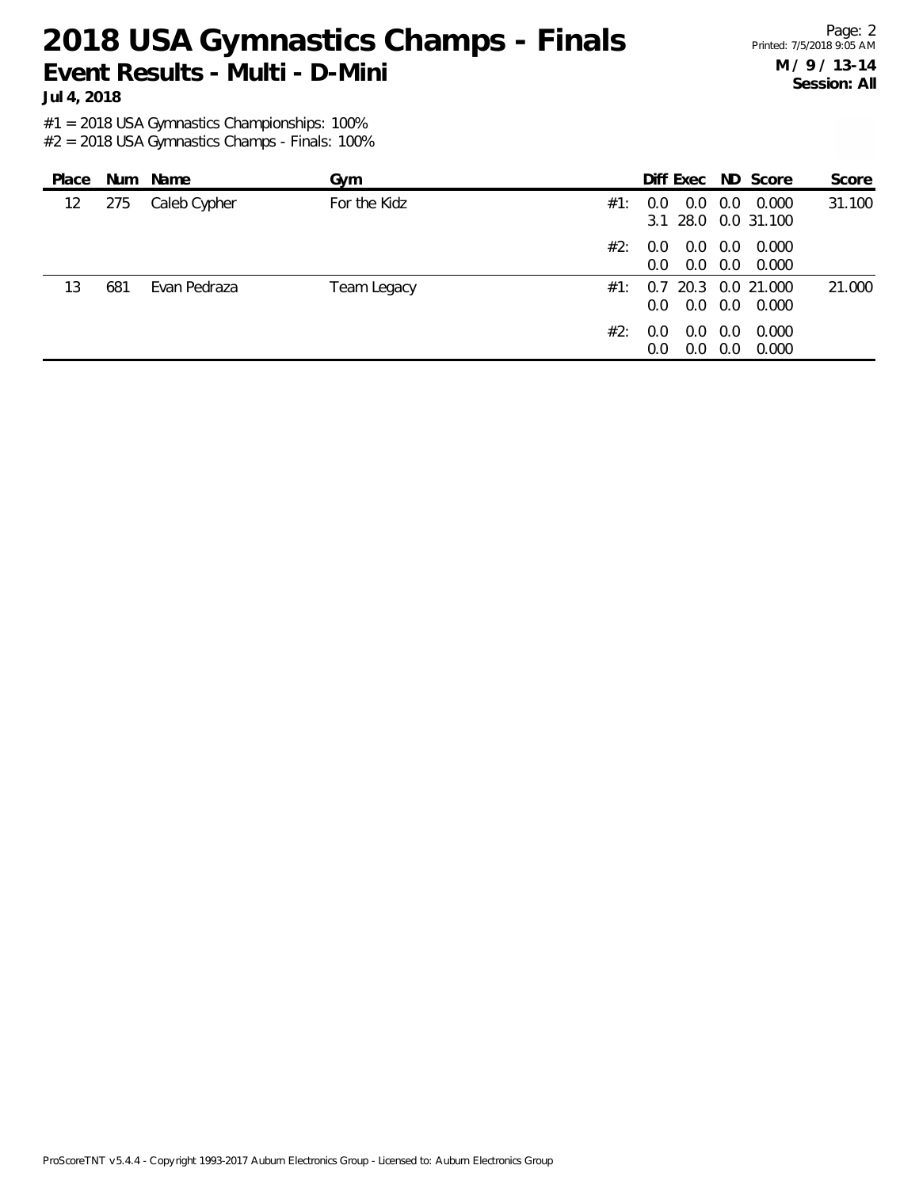# 2018 USA Gymnastics Champs - Finals

## Event Results - Multi - D-Mini

**Jul 4, 2018**

**M / 9 / 13-14**
**Session: All**

#1 = 2018 USA Gymnastics Championships: 100%
#2 = 2018 USA Gymnastics Champs - Finals: 100%

| Place | Num | Name | Gym | | Diff | Exec | ND | Score | Score |
|---|---|---|---|---|---|---|---|---|---|
| 12 | 275 | Caleb Cypher | For the Kidz | #1: | 0.0 | 0.0 | 0.0 | 0.000 | 31.100 |
| | | | | | 3.1 | 28.0 | 0.0 | 31.100 | |
| | | | | #2: | 0.0 | 0.0 | 0.0 | 0.000 | |
| | | | | | 0.0 | 0.0 | 0.0 | 0.000 | |
| 13 | 681 | Evan Pedraza | Team Legacy | #1: | 0.7 | 20.3 | 0.0 | 21.000 | 21.000 |
| | | | | | 0.0 | 0.0 | 0.0 | 0.000 | |
| | | | | #2: | 0.0 | 0.0 | 0.0 | 0.000 | |
| | | | | | 0.0 | 0.0 | 0.0 | 0.000 | |

ProScoreTNT v5.4.4 - Copyright 1993-2017 Auburn Electronics Group - Licensed to: Auburn Electronics Group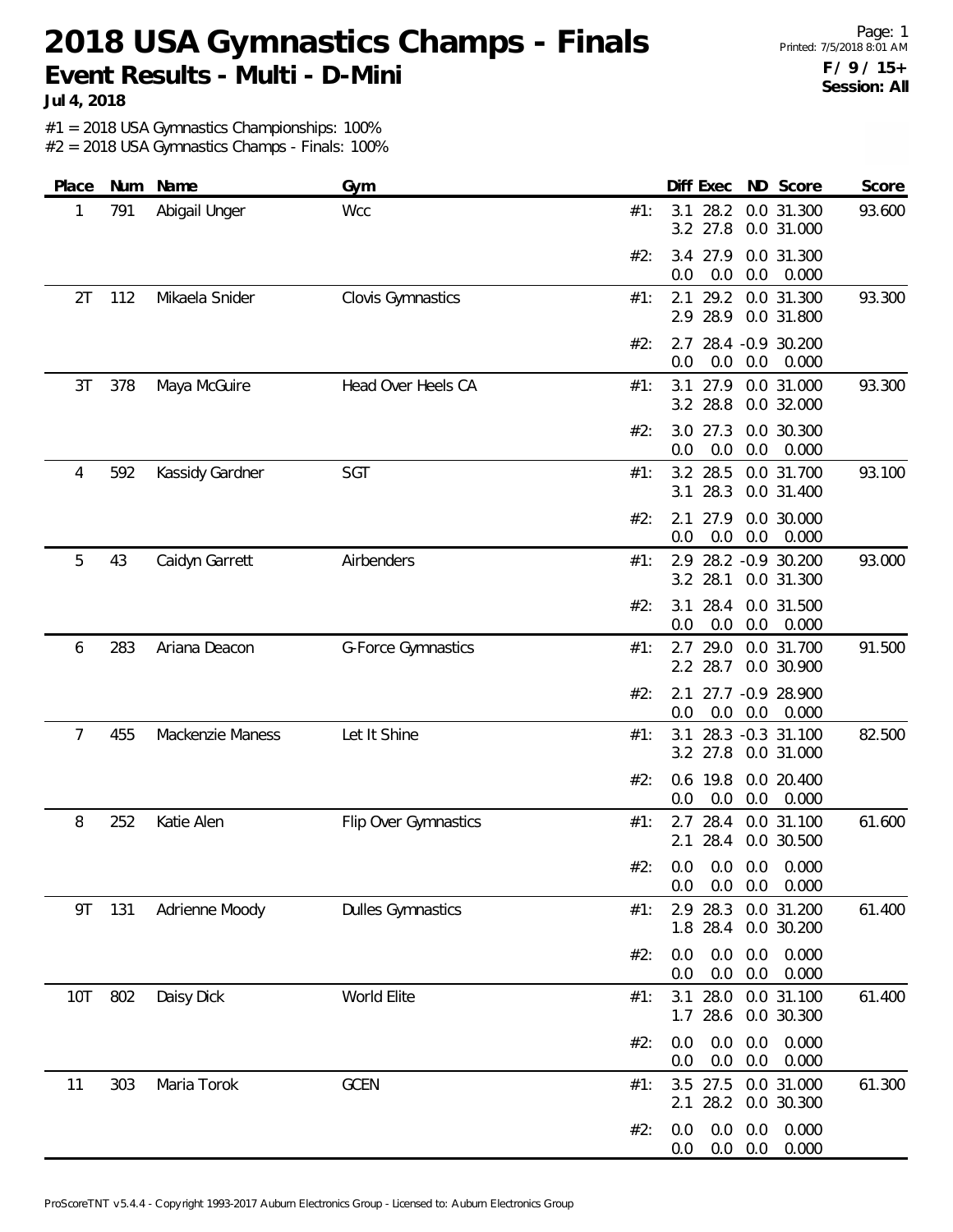# 2018 USA Gymnastics Champs - Finals

**Event Results - Multi - D-Mini**

**Jul 4, 2018**

Printed: 7/5/2018 8:01 AM

**F / 9 / 15+**

**Session: All**

#1 = 2018 USA Gymnastics Championships: 100%
#2 = 2018 USA Gymnastics Champs - Finals: 100%

| Place | Num | Name | Gym | | Diff | Exec | ND | Score | Score |
|---|---|---|---|---|---|---|---|---|---|
| 1 | 791 | Abigail Unger | Wcc | #1: | 3.1 | 28.2 | 0.0 | 31.300 | 93.600 |
| | | | | | 3.2 | 27.8 | 0.0 | 31.000 | |
| | | | | #2: | 3.4 | 27.9 | 0.0 | 31.300 | |
| | | | | | 0.0 | 0.0 | 0.0 | 0.000 | |
| 2T | 112 | Mikaela Snider | Clovis Gymnastics | #1: | 2.1 | 29.2 | 0.0 | 31.300 | 93.300 |
| | | | | | 2.9 | 28.9 | 0.0 | 31.800 | |
| | | | | #2: | 2.7 | 28.4 | -0.9 | 30.200 | |
| | | | | | 0.0 | 0.0 | 0.0 | 0.000 | |
| 3T | 378 | Maya McGuire | Head Over Heels CA | #1: | 3.1 | 27.9 | 0.0 | 31.000 | 93.300 |
| | | | | | 3.2 | 28.8 | 0.0 | 32.000 | |
| | | | | #2: | 3.0 | 27.3 | 0.0 | 30.300 | |
| | | | | | 0.0 | 0.0 | 0.0 | 0.000 | |
| 4 | 592 | Kassidy Gardner | SGT | #1: | 3.2 | 28.5 | 0.0 | 31.700 | 93.100 |
| | | | | | 3.1 | 28.3 | 0.0 | 31.400 | |
| | | | | #2: | 2.1 | 27.9 | 0.0 | 30.000 | |
| | | | | | 0.0 | 0.0 | 0.0 | 0.000 | |
| 5 | 43 | Caidyn Garrett | Airbenders | #1: | 2.9 | 28.2 | -0.9 | 30.200 | 93.000 |
| | | | | | 3.2 | 28.1 | 0.0 | 31.300 | |
| | | | | #2: | 3.1 | 28.4 | 0.0 | 31.500 | |
| | | | | | 0.0 | 0.0 | 0.0 | 0.000 | |
| 6 | 283 | Ariana Deacon | G-Force Gymnastics | #1: | 2.7 | 29.0 | 0.0 | 31.700 | 91.500 |
| | | | | | 2.2 | 28.7 | 0.0 | 30.900 | |
| | | | | #2: | 2.1 | 27.7 | -0.9 | 28.900 | |
| | | | | | 0.0 | 0.0 | 0.0 | 0.000 | |
| 7 | 455 | Mackenzie Maness | Let It Shine | #1: | 3.1 | 28.3 | -0.3 | 31.100 | 82.500 |
| | | | | | 3.2 | 27.8 | 0.0 | 31.000 | |
| | | | | #2: | 0.6 | 19.8 | 0.0 | 20.400 | |
| | | | | | 0.0 | 0.0 | 0.0 | 0.000 | |
| 8 | 252 | Katie Alen | Flip Over Gymnastics | #1: | 2.7 | 28.4 | 0.0 | 31.100 | 61.600 |
| | | | | | 2.1 | 28.4 | 0.0 | 30.500 | |
| | | | | #2: | 0.0 | 0.0 | 0.0 | 0.000 | |
| | | | | | 0.0 | 0.0 | 0.0 | 0.000 | |
| 9T | 131 | Adrienne Moody | Dulles Gymnastics | #1: | 2.9 | 28.3 | 0.0 | 31.200 | 61.400 |
| | | | | | 1.8 | 28.4 | 0.0 | 30.200 | |
| | | | | #2: | 0.0 | 0.0 | 0.0 | 0.000 | |
| | | | | | 0.0 | 0.0 | 0.0 | 0.000 | |
| 10T | 802 | Daisy Dick | World Elite | #1: | 3.1 | 28.0 | 0.0 | 31.100 | 61.400 |
| | | | | | 1.7 | 28.6 | 0.0 | 30.300 | |
| | | | | #2: | 0.0 | 0.0 | 0.0 | 0.000 | |
| | | | | | 0.0 | 0.0 | 0.0 | 0.000 | |
| 11 | 303 | Maria Torok | GCEN | #1: | 3.5 | 27.5 | 0.0 | 31.000 | 61.300 |
| | | | | | 2.1 | 28.2 | 0.0 | 30.300 | |
| | | | | #2: | 0.0 | 0.0 | 0.0 | 0.000 | |
| | | | | | 0.0 | 0.0 | 0.0 | 0.000 | |

ProScoreTNT v5.4.4 - Copyright 1993-2017 Auburn Electronics Group - Licensed to: Auburn Electronics Group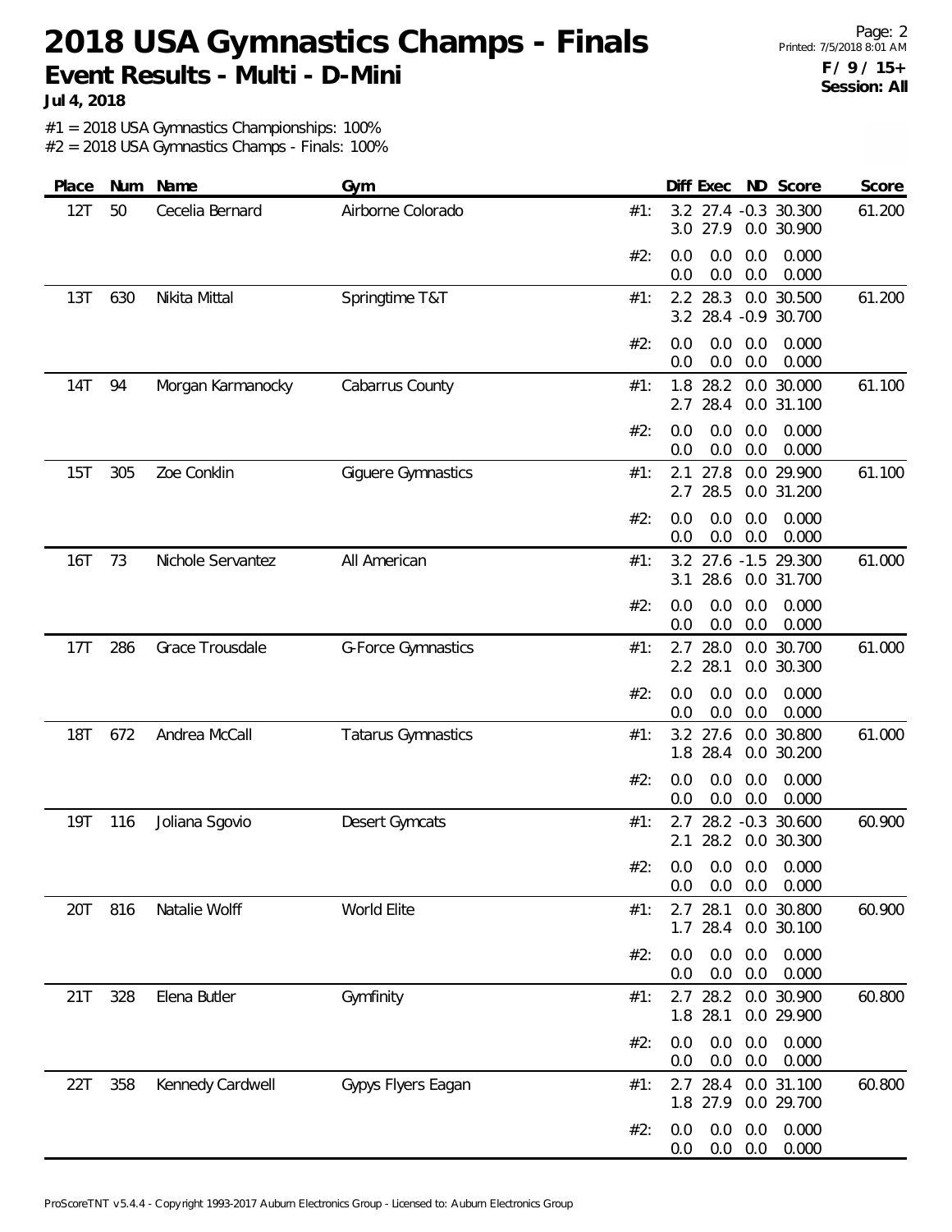# 2018 USA Gymnastics Champs - Finals

**Event Results - Multi - D-Mini**

**Jul 4, 2018**

Page: 2
Printed: 7/5/2018 8:01 AM
**F / 9 / 15+**
**Session: All**

#1 = 2018 USA Gymnastics Championships: 100%
#2 = 2018 USA Gymnastics Champs - Finals: 100%

| Place | Num | Name | Gym | | Diff | Exec | ND | Score | Score |
|---|---|---|---|---|---|---|---|---|---|
| 12T | 50 | Cecelia Bernard | Airborne Colorado | #1: | 3.2<br>3.0 | 27.4<br>27.9 | -0.3<br>0.0 | 30.300<br>30.900 | 61.200 |
| | | | | #2: | 0.0<br>0.0 | 0.0<br>0.0 | 0.0<br>0.0 | 0.000<br>0.000 | |
| 13T | 630 | Nikita Mittal | Springtime T&T | #1: | 2.2<br>3.2 | 28.3<br>28.4 | 0.0<br>-0.9 | 30.500<br>30.700 | 61.200 |
| | | | | #2: | 0.0<br>0.0 | 0.0<br>0.0 | 0.0<br>0.0 | 0.000<br>0.000 | |
| 14T | 94 | Morgan Karmanocky | Cabarrus County | #1: | 1.8<br>2.7 | 28.2<br>28.4 | 0.0<br>0.0 | 30.000<br>31.100 | 61.100 |
| | | | | #2: | 0.0<br>0.0 | 0.0<br>0.0 | 0.0<br>0.0 | 0.000<br>0.000 | |
| 15T | 305 | Zoe Conklin | Giguere Gymnastics | #1: | 2.1<br>2.7 | 27.8<br>28.5 | 0.0<br>0.0 | 29.900<br>31.200 | 61.100 |
| | | | | #2: | 0.0<br>0.0 | 0.0<br>0.0 | 0.0<br>0.0 | 0.000<br>0.000 | |
| 16T | 73 | Nichole Servantez | All American | #1: | 3.2<br>3.1 | 27.6<br>28.6 | -1.5<br>0.0 | 29.300<br>31.700 | 61.000 |
| | | | | #2: | 0.0<br>0.0 | 0.0<br>0.0 | 0.0<br>0.0 | 0.000<br>0.000 | |
| 17T | 286 | Grace Trousdale | G-Force Gymnastics | #1: | 2.7<br>2.2 | 28.0<br>28.1 | 0.0<br>0.0 | 30.700<br>30.300 | 61.000 |
| | | | | #2: | 0.0<br>0.0 | 0.0<br>0.0 | 0.0<br>0.0 | 0.000<br>0.000 | |
| 18T | 672 | Andrea McCall | Tatarus Gymnastics | #1: | 3.2<br>1.8 | 27.6<br>28.4 | 0.0<br>0.0 | 30.800<br>30.200 | 61.000 |
| | | | | #2: | 0.0<br>0.0 | 0.0<br>0.0 | 0.0<br>0.0 | 0.000<br>0.000 | |
| 19T | 116 | Joliana Sgovio | Desert Gymcats | #1: | 2.7<br>2.1 | 28.2<br>28.2 | -0.3<br>0.0 | 30.600<br>30.300 | 60.900 |
| | | | | #2: | 0.0<br>0.0 | 0.0<br>0.0 | 0.0<br>0.0 | 0.000<br>0.000 | |
| 20T | 816 | Natalie Wolff | World Elite | #1: | 2.7<br>1.7 | 28.1<br>28.4 | 0.0<br>0.0 | 30.800<br>30.100 | 60.900 |
| | | | | #2: | 0.0<br>0.0 | 0.0<br>0.0 | 0.0<br>0.0 | 0.000<br>0.000 | |
| 21T | 328 | Elena Butler | Gymfinity | #1: | 2.7<br>1.8 | 28.2<br>28.1 | 0.0<br>0.0 | 30.900<br>29.900 | 60.800 |
| | | | | #2: | 0.0<br>0.0 | 0.0<br>0.0 | 0.0<br>0.0 | 0.000<br>0.000 | |
| 22T | 358 | Kennedy Cardwell | Gypys Flyers Eagan | #1: | 2.7<br>1.8 | 28.4<br>27.9 | 0.0<br>0.0 | 31.100<br>29.700 | 60.800 |
| | | | | #2: | 0.0<br>0.0 | 0.0<br>0.0 | 0.0<br>0.0 | 0.000<br>0.000 | |

ProScoreTNT v5.4.4 - Copyright 1993-2017 Auburn Electronics Group - Licensed to: Auburn Electronics Group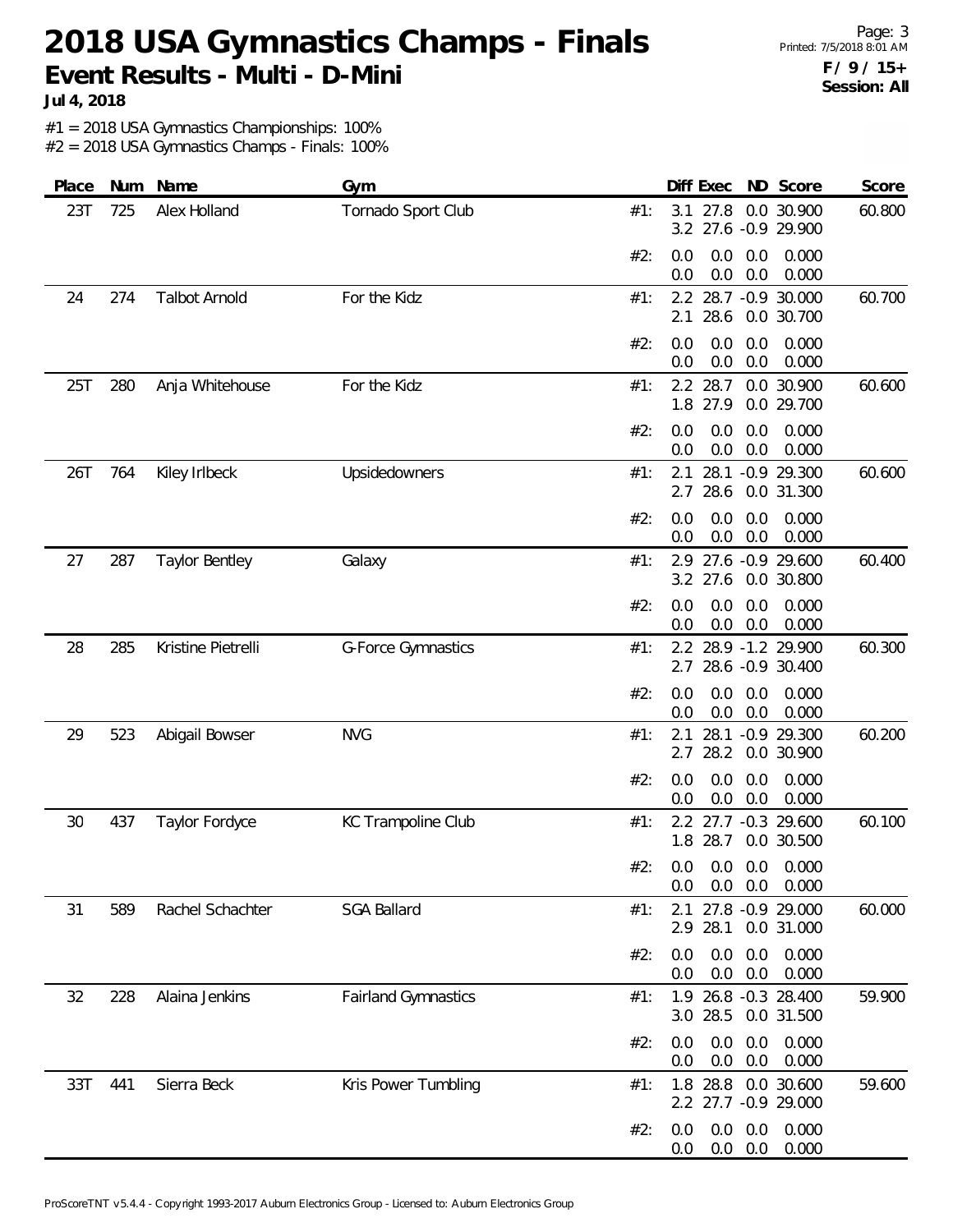# 2018 USA Gymnastics Champs - Finals

## Event Results - Multi - D-Mini

**Jul 4, 2018**

Printed: 7/5/2018 8:01 AM

**F / 9 / 15+**
**Session: All**

#1 = 2018 USA Gymnastics Championships: 100%
#2 = 2018 USA Gymnastics Champs - Finals: 100%

| Place | Num | Name | Gym | | Diff | Exec | ND | Score | Score |
|---|---|---|---|---|---|---|---|---|---|
| 23T | 725 | Alex Holland | Tornado Sport Club | #1: | 3.1 | 27.8 | 0.0 | 30.900 | 60.800 |
| | | | | | 3.2 | 27.6 | -0.9 | 29.900 | |
| | | | | #2: | 0.0 | 0.0 | 0.0 | 0.000 | |
| | | | | | 0.0 | 0.0 | 0.0 | 0.000 | |
| 24 | 274 | Talbot Arnold | For the Kidz | #1: | 2.2 | 28.7 | -0.9 | 30.000 | 60.700 |
| | | | | | 2.1 | 28.6 | 0.0 | 30.700 | |
| | | | | #2: | 0.0 | 0.0 | 0.0 | 0.000 | |
| | | | | | 0.0 | 0.0 | 0.0 | 0.000 | |
| 25T | 280 | Anja Whitehouse | For the Kidz | #1: | 2.2 | 28.7 | 0.0 | 30.900 | 60.600 |
| | | | | | 1.8 | 27.9 | 0.0 | 29.700 | |
| | | | | #2: | 0.0 | 0.0 | 0.0 | 0.000 | |
| | | | | | 0.0 | 0.0 | 0.0 | 0.000 | |
| 26T | 764 | Kiley Irlbeck | Upsidedowners | #1: | 2.1 | 28.1 | -0.9 | 29.300 | 60.600 |
| | | | | | 2.7 | 28.6 | 0.0 | 31.300 | |
| | | | | #2: | 0.0 | 0.0 | 0.0 | 0.000 | |
| | | | | | 0.0 | 0.0 | 0.0 | 0.000 | |
| 27 | 287 | Taylor Bentley | Galaxy | #1: | 2.9 | 27.6 | -0.9 | 29.600 | 60.400 |
| | | | | | 3.2 | 27.6 | 0.0 | 30.800 | |
| | | | | #2: | 0.0 | 0.0 | 0.0 | 0.000 | |
| | | | | | 0.0 | 0.0 | 0.0 | 0.000 | |
| 28 | 285 | Kristine Pietrelli | G-Force Gymnastics | #1: | 2.2 | 28.9 | -1.2 | 29.900 | 60.300 |
| | | | | | 2.7 | 28.6 | -0.9 | 30.400 | |
| | | | | #2: | 0.0 | 0.0 | 0.0 | 0.000 | |
| | | | | | 0.0 | 0.0 | 0.0 | 0.000 | |
| 29 | 523 | Abigail Bowser | NVG | #1: | 2.1 | 28.1 | -0.9 | 29.300 | 60.200 |
| | | | | | 2.7 | 28.2 | 0.0 | 30.900 | |
| | | | | #2: | 0.0 | 0.0 | 0.0 | 0.000 | |
| | | | | | 0.0 | 0.0 | 0.0 | 0.000 | |
| 30 | 437 | Taylor Fordyce | KC Trampoline Club | #1: | 2.2 | 27.7 | -0.3 | 29.600 | 60.100 |
| | | | | | 1.8 | 28.7 | 0.0 | 30.500 | |
| | | | | #2: | 0.0 | 0.0 | 0.0 | 0.000 | |
| | | | | | 0.0 | 0.0 | 0.0 | 0.000 | |
| 31 | 589 | Rachel Schachter | SGA Ballard | #1: | 2.1 | 27.8 | -0.9 | 29.000 | 60.000 |
| | | | | | 2.9 | 28.1 | 0.0 | 31.000 | |
| | | | | #2: | 0.0 | 0.0 | 0.0 | 0.000 | |
| | | | | | 0.0 | 0.0 | 0.0 | 0.000 | |
| 32 | 228 | Alaina Jenkins | Fairland Gymnastics | #1: | 1.9 | 26.8 | -0.3 | 28.400 | 59.900 |
| | | | | | 3.0 | 28.5 | 0.0 | 31.500 | |
| | | | | #2: | 0.0 | 0.0 | 0.0 | 0.000 | |
| | | | | | 0.0 | 0.0 | 0.0 | 0.000 | |
| 33T | 441 | Sierra Beck | Kris Power Tumbling | #1: | 1.8 | 28.8 | 0.0 | 30.600 | 59.600 |
| | | | | | 2.2 | 27.7 | -0.9 | 29.000 | |
| | | | | #2: | 0.0 | 0.0 | 0.0 | 0.000 | |
| | | | | | 0.0 | 0.0 | 0.0 | 0.000 | |

ProScoreTNT v5.4.4 - Copyright 1993-2017 Auburn Electronics Group - Licensed to: Auburn Electronics Group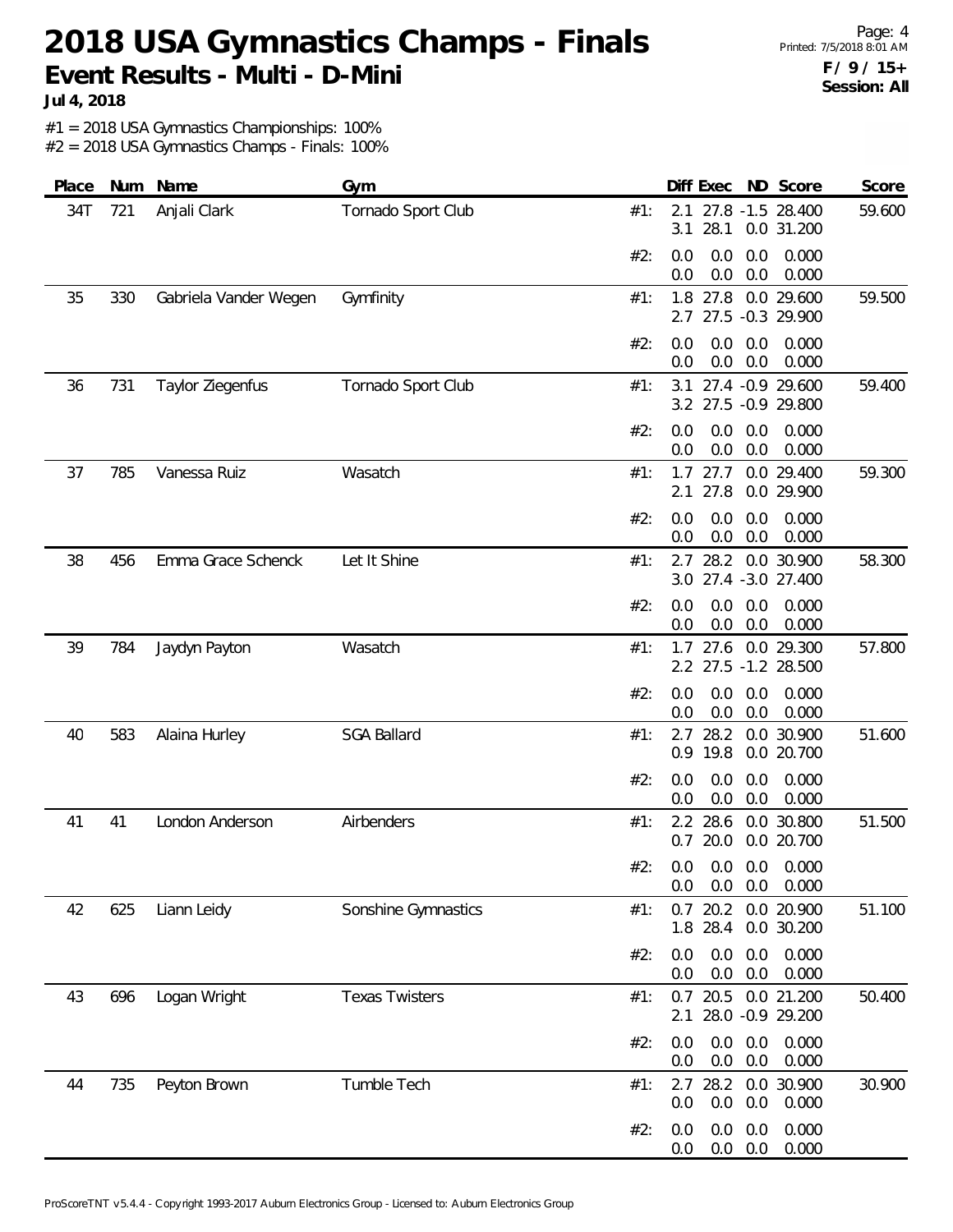# 2018 USA Gymnastics Champs - Finals

**Event Results - Multi - D-Mini**

**Jul 4, 2018**

F / 9 / 15+
Session: All

#1 = 2018 USA Gymnastics Championships: 100%
#2 = 2018 USA Gymnastics Champs - Finals: 100%

| Place | Num | Name | Gym | | Diff | Exec | ND | Score | Score |
|---|---|---|---|---|---|---|---|---|---|
| 34T | 721 | Anjali Clark | Tornado Sport Club | #1: | 2.1 | 27.8 | -1.5 | 28.400 | 59.600 |
| | | | | | 3.1 | 28.1 | 0.0 | 31.200 | |
| | | | | #2: | 0.0 | 0.0 | 0.0 | 0.000 | |
| | | | | | 0.0 | 0.0 | 0.0 | 0.000 | |
| 35 | 330 | Gabriela Vander Wegen | Gymfinity | #1: | 1.8 | 27.8 | 0.0 | 29.600 | 59.500 |
| | | | | | 2.7 | 27.5 | -0.3 | 29.900 | |
| | | | | #2: | 0.0 | 0.0 | 0.0 | 0.000 | |
| | | | | | 0.0 | 0.0 | 0.0 | 0.000 | |
| 36 | 731 | Taylor Ziegenfus | Tornado Sport Club | #1: | 3.1 | 27.4 | -0.9 | 29.600 | 59.400 |
| | | | | | 3.2 | 27.5 | -0.9 | 29.800 | |
| | | | | #2: | 0.0 | 0.0 | 0.0 | 0.000 | |
| | | | | | 0.0 | 0.0 | 0.0 | 0.000 | |
| 37 | 785 | Vanessa Ruiz | Wasatch | #1: | 1.7 | 27.7 | 0.0 | 29.400 | 59.300 |
| | | | | | 2.1 | 27.8 | 0.0 | 29.900 | |
| | | | | #2: | 0.0 | 0.0 | 0.0 | 0.000 | |
| | | | | | 0.0 | 0.0 | 0.0 | 0.000 | |
| 38 | 456 | Emma Grace Schenck | Let It Shine | #1: | 2.7 | 28.2 | 0.0 | 30.900 | 58.300 |
| | | | | | 3.0 | 27.4 | -3.0 | 27.400 | |
| | | | | #2: | 0.0 | 0.0 | 0.0 | 0.000 | |
| | | | | | 0.0 | 0.0 | 0.0 | 0.000 | |
| 39 | 784 | Jaydyn Payton | Wasatch | #1: | 1.7 | 27.6 | 0.0 | 29.300 | 57.800 |
| | | | | | 2.2 | 27.5 | -1.2 | 28.500 | |
| | | | | #2: | 0.0 | 0.0 | 0.0 | 0.000 | |
| | | | | | 0.0 | 0.0 | 0.0 | 0.000 | |
| 40 | 583 | Alaina Hurley | SGA Ballard | #1: | 2.7 | 28.2 | 0.0 | 30.900 | 51.600 |
| | | | | | 0.9 | 19.8 | 0.0 | 20.700 | |
| | | | | #2: | 0.0 | 0.0 | 0.0 | 0.000 | |
| | | | | | 0.0 | 0.0 | 0.0 | 0.000 | |
| 41 | 41 | London Anderson | Airbenders | #1: | 2.2 | 28.6 | 0.0 | 30.800 | 51.500 |
| | | | | | 0.7 | 20.0 | 0.0 | 20.700 | |
| | | | | #2: | 0.0 | 0.0 | 0.0 | 0.000 | |
| | | | | | 0.0 | 0.0 | 0.0 | 0.000 | |
| 42 | 625 | Liann Leidy | Sonshine Gymnastics | #1: | 0.7 | 20.2 | 0.0 | 20.900 | 51.100 |
| | | | | | 1.8 | 28.4 | 0.0 | 30.200 | |
| | | | | #2: | 0.0 | 0.0 | 0.0 | 0.000 | |
| | | | | | 0.0 | 0.0 | 0.0 | 0.000 | |
| 43 | 696 | Logan Wright | Texas Twisters | #1: | 0.7 | 20.5 | 0.0 | 21.200 | 50.400 |
| | | | | | 2.1 | 28.0 | -0.9 | 29.200 | |
| | | | | #2: | 0.0 | 0.0 | 0.0 | 0.000 | |
| | | | | | 0.0 | 0.0 | 0.0 | 0.000 | |
| 44 | 735 | Peyton Brown | Tumble Tech | #1: | 2.7 | 28.2 | 0.0 | 30.900 | 30.900 |
| | | | | | 0.0 | 0.0 | 0.0 | 0.000 | |
| | | | | #2: | 0.0 | 0.0 | 0.0 | 0.000 | |
| | | | | | 0.0 | 0.0 | 0.0 | 0.000 | |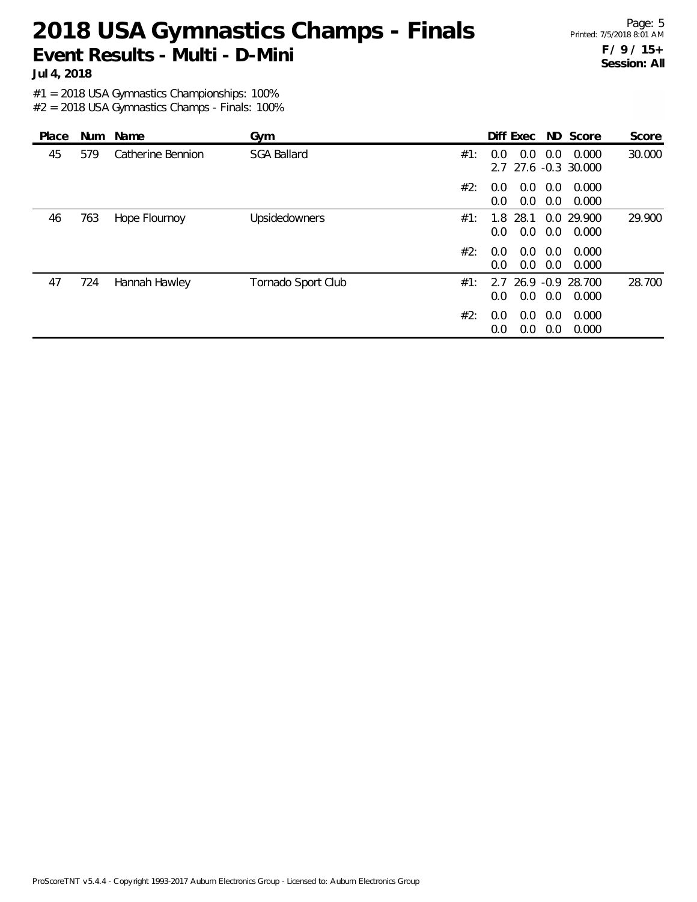# 2018 USA Gymnastics Champs - Finals

## Event Results - Multi - D-Mini

**Jul 4, 2018**

**F / 9 / 15+**
**Session: All**

#1 = 2018 USA Gymnastics Championships: 100%
#2 = 2018 USA Gymnastics Champs - Finals: 100%

| Place | Num | Name | Gym | | Diff | Exec | ND | Score | Score |
|---|---|---|---|---|---|---|---|---|---|
| 45 | 579 | Catherine Bennion | SGA Ballard | #1: | 0.0 | 0.0 | 0.0 | 0.000 | 30.000 |
| | | | | | 2.7 | 27.6 | -0.3 | 30.000 | |
| | | | | #2: | 0.0 | 0.0 | 0.0 | 0.000 | |
| | | | | | 0.0 | 0.0 | 0.0 | 0.000 | |
| 46 | 763 | Hope Flournoy | Upsidedowners | #1: | 1.8 | 28.1 | 0.0 | 29.900 | 29.900 |
| | | | | | 0.0 | 0.0 | 0.0 | 0.000 | |
| | | | | #2: | 0.0 | 0.0 | 0.0 | 0.000 | |
| | | | | | 0.0 | 0.0 | 0.0 | 0.000 | |
| 47 | 724 | Hannah Hawley | Tornado Sport Club | #1: | 2.7 | 26.9 | -0.9 | 28.700 | 28.700 |
| | | | | | 0.0 | 0.0 | 0.0 | 0.000 | |
| | | | | #2: | 0.0 | 0.0 | 0.0 | 0.000 | |
| | | | | | 0.0 | 0.0 | 0.0 | 0.000 | |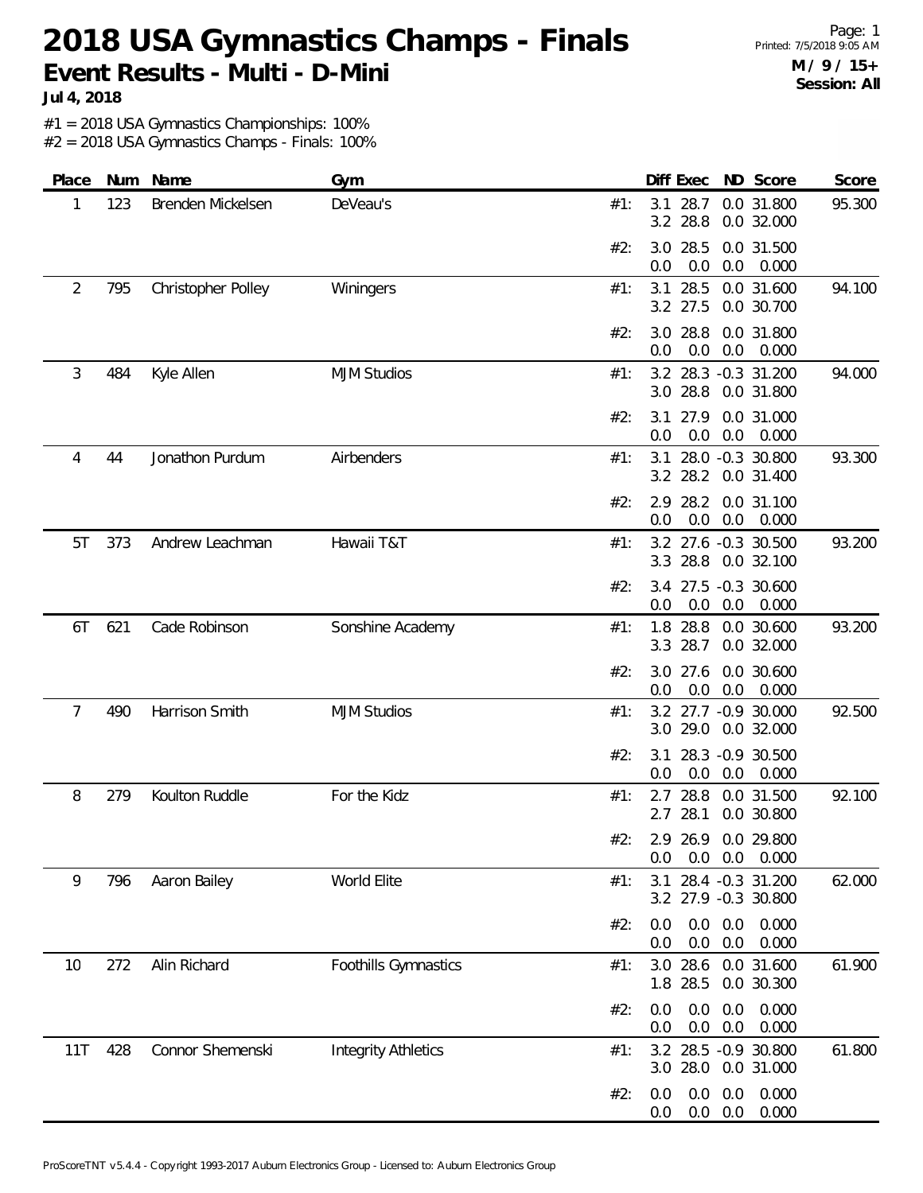# 2018 USA Gymnastics Champs - Finals

## Event Results - Multi - D-Mini

**Jul 4, 2018**

Printed: 7/5/2018 9:05 AM

**M / 9 / 15+**
**Session: All**

#1 = 2018 USA Gymnastics Championships: 100%
#2 = 2018 USA Gymnastics Champs - Finals: 100%

| Place | Num | Name | Gym | | Diff | Exec | ND | Score | Score |
|---|---|---|---|---|---|---|---|---|---|
| 1 | 123 | Brenden Mickelsen | DeVeau's | #1: | 3.1 | 28.7 | 0.0 | 31.800 | 95.300 |
| | | | | | 3.2 | 28.8 | 0.0 | 32.000 | |
| | | | | #2: | 3.0 | 28.5 | 0.0 | 31.500 | |
| | | | | | 0.0 | 0.0 | 0.0 | 0.000 | |
| 2 | 795 | Christopher Polley | Winingers | #1: | 3.1 | 28.5 | 0.0 | 31.600 | 94.100 |
| | | | | | 3.2 | 27.5 | 0.0 | 30.700 | |
| | | | | #2: | 3.0 | 28.8 | 0.0 | 31.800 | |
| | | | | | 0.0 | 0.0 | 0.0 | 0.000 | |
| 3 | 484 | Kyle Allen | MJM Studios | #1: | 3.2 | 28.3 | -0.3 | 31.200 | 94.000 |
| | | | | | 3.0 | 28.8 | 0.0 | 31.800 | |
| | | | | #2: | 3.1 | 27.9 | 0.0 | 31.000 | |
| | | | | | 0.0 | 0.0 | 0.0 | 0.000 | |
| 4 | 44 | Jonathon Purdum | Airbenders | #1: | 3.1 | 28.0 | -0.3 | 30.800 | 93.300 |
| | | | | | 3.2 | 28.2 | 0.0 | 31.400 | |
| | | | | #2: | 2.9 | 28.2 | 0.0 | 31.100 | |
| | | | | | 0.0 | 0.0 | 0.0 | 0.000 | |
| 5T | 373 | Andrew Leachman | Hawaii T&T | #1: | 3.2 | 27.6 | -0.3 | 30.500 | 93.200 |
| | | | | | 3.3 | 28.8 | 0.0 | 32.100 | |
| | | | | #2: | 3.4 | 27.5 | -0.3 | 30.600 | |
| | | | | | 0.0 | 0.0 | 0.0 | 0.000 | |
| 6T | 621 | Cade Robinson | Sonshine Academy | #1: | 1.8 | 28.8 | 0.0 | 30.600 | 93.200 |
| | | | | | 3.3 | 28.7 | 0.0 | 32.000 | |
| | | | | #2: | 3.0 | 27.6 | 0.0 | 30.600 | |
| | | | | | 0.0 | 0.0 | 0.0 | 0.000 | |
| 7 | 490 | Harrison Smith | MJM Studios | #1: | 3.2 | 27.7 | -0.9 | 30.000 | 92.500 |
| | | | | | 3.0 | 29.0 | 0.0 | 32.000 | |
| | | | | #2: | 3.1 | 28.3 | -0.9 | 30.500 | |
| | | | | | 0.0 | 0.0 | 0.0 | 0.000 | |
| 8 | 279 | Koulton Ruddle | For the Kidz | #1: | 2.7 | 28.8 | 0.0 | 31.500 | 92.100 |
| | | | | | 2.7 | 28.1 | 0.0 | 30.800 | |
| | | | | #2: | 2.9 | 26.9 | 0.0 | 29.800 | |
| | | | | | 0.0 | 0.0 | 0.0 | 0.000 | |
| 9 | 796 | Aaron Bailey | World Elite | #1: | 3.1 | 28.4 | -0.3 | 31.200 | 62.000 |
| | | | | | 3.2 | 27.9 | -0.3 | 30.800 | |
| | | | | #2: | 0.0 | 0.0 | 0.0 | 0.000 | |
| | | | | | 0.0 | 0.0 | 0.0 | 0.000 | |
| 10 | 272 | Alin Richard | Foothills Gymnastics | #1: | 3.0 | 28.6 | 0.0 | 31.600 | 61.900 |
| | | | | | 1.8 | 28.5 | 0.0 | 30.300 | |
| | | | | #2: | 0.0 | 0.0 | 0.0 | 0.000 | |
| | | | | | 0.0 | 0.0 | 0.0 | 0.000 | |
| 11T | 428 | Connor Shemenski | Integrity Athletics | #1: | 3.2 | 28.5 | -0.9 | 30.800 | 61.800 |
| | | | | | 3.0 | 28.0 | 0.0 | 31.000 | |
| | | | | #2: | 0.0 | 0.0 | 0.0 | 0.000 | |
| | | | | | 0.0 | 0.0 | 0.0 | 0.000 | |

ProScoreTNT v5.4.4 - Copyright 1993-2017 Auburn Electronics Group - Licensed to: Auburn Electronics Group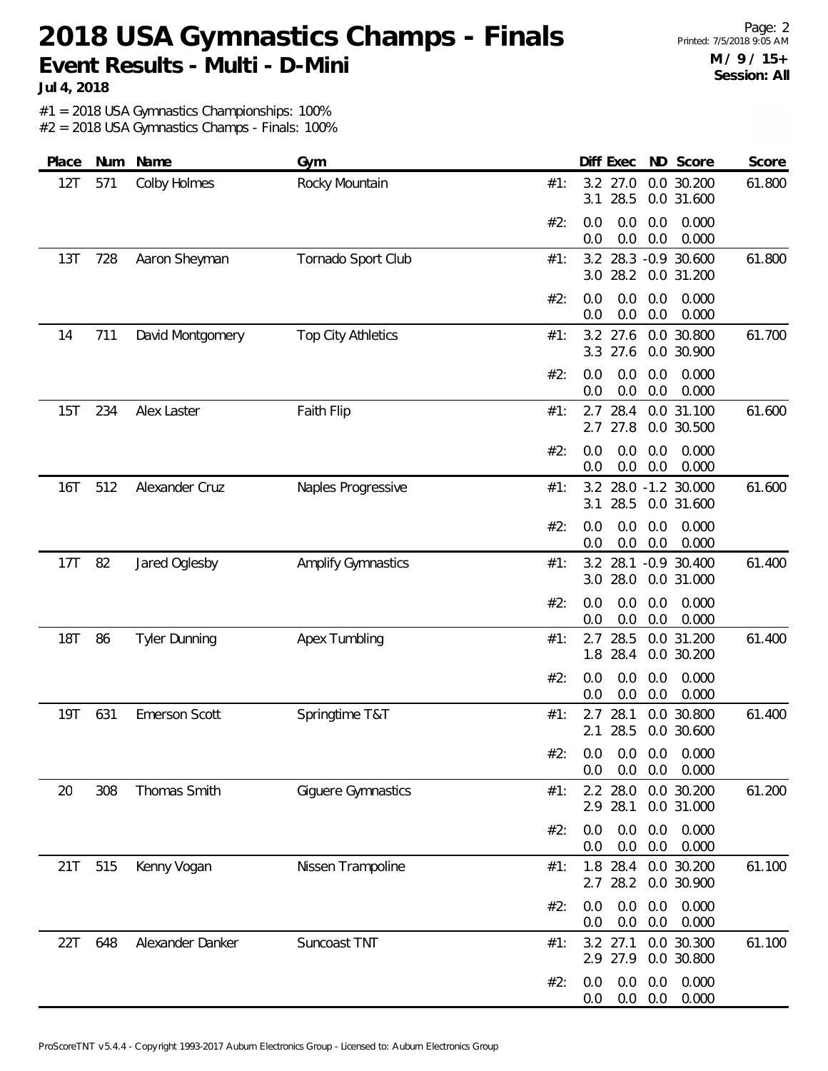# 2018 USA Gymnastics Champs - Finals

## Event Results - Multi - D-Mini

**Jul 4, 2018**

Printed: 7/5/2018 9:05 AM

**M / 9 / 15+**
**Session: All**

#1 = 2018 USA Gymnastics Championships: 100%
#2 = 2018 USA Gymnastics Champs - Finals: 100%

| Place | Num | Name | Gym | | Diff | Exec | ND | Score | Score |
|---|---|---|---|---|---|---|---|---|---|
| 12T | 571 | Colby Holmes | Rocky Mountain | #1: | 3.2 | 27.0 | 0.0 | 30.200 | 61.800 |
| | | | | | 3.1 | 28.5 | 0.0 | 31.600 | |
| | | | | #2: | 0.0 | 0.0 | 0.0 | 0.000 | |
| | | | | | 0.0 | 0.0 | 0.0 | 0.000 | |
| 13T | 728 | Aaron Sheyman | Tornado Sport Club | #1: | 3.2 | 28.3 | -0.9 | 30.600 | 61.800 |
| | | | | | 3.0 | 28.2 | 0.0 | 31.200 | |
| | | | | #2: | 0.0 | 0.0 | 0.0 | 0.000 | |
| | | | | | 0.0 | 0.0 | 0.0 | 0.000 | |
| 14 | 711 | David Montgomery | Top City Athletics | #1: | 3.2 | 27.6 | 0.0 | 30.800 | 61.700 |
| | | | | | 3.3 | 27.6 | 0.0 | 30.900 | |
| | | | | #2: | 0.0 | 0.0 | 0.0 | 0.000 | |
| | | | | | 0.0 | 0.0 | 0.0 | 0.000 | |
| 15T | 234 | Alex Laster | Faith Flip | #1: | 2.7 | 28.4 | 0.0 | 31.100 | 61.600 |
| | | | | | 2.7 | 27.8 | 0.0 | 30.500 | |
| | | | | #2: | 0.0 | 0.0 | 0.0 | 0.000 | |
| | | | | | 0.0 | 0.0 | 0.0 | 0.000 | |
| 16T | 512 | Alexander Cruz | Naples Progressive | #1: | 3.2 | 28.0 | -1.2 | 30.000 | 61.600 |
| | | | | | 3.1 | 28.5 | 0.0 | 31.600 | |
| | | | | #2: | 0.0 | 0.0 | 0.0 | 0.000 | |
| | | | | | 0.0 | 0.0 | 0.0 | 0.000 | |
| 17T | 82 | Jared Oglesby | Amplify Gymnastics | #1: | 3.2 | 28.1 | -0.9 | 30.400 | 61.400 |
| | | | | | 3.0 | 28.0 | 0.0 | 31.000 | |
| | | | | #2: | 0.0 | 0.0 | 0.0 | 0.000 | |
| | | | | | 0.0 | 0.0 | 0.0 | 0.000 | |
| 18T | 86 | Tyler Dunning | Apex Tumbling | #1: | 2.7 | 28.5 | 0.0 | 31.200 | 61.400 |
| | | | | | 1.8 | 28.4 | 0.0 | 30.200 | |
| | | | | #2: | 0.0 | 0.0 | 0.0 | 0.000 | |
| | | | | | 0.0 | 0.0 | 0.0 | 0.000 | |
| 19T | 631 | Emerson Scott | Springtime T&T | #1: | 2.7 | 28.1 | 0.0 | 30.800 | 61.400 |
| | | | | | 2.1 | 28.5 | 0.0 | 30.600 | |
| | | | | #2: | 0.0 | 0.0 | 0.0 | 0.000 | |
| | | | | | 0.0 | 0.0 | 0.0 | 0.000 | |
| 20 | 308 | Thomas Smith | Giguere Gymnastics | #1: | 2.2 | 28.0 | 0.0 | 30.200 | 61.200 |
| | | | | | 2.9 | 28.1 | 0.0 | 31.000 | |
| | | | | #2: | 0.0 | 0.0 | 0.0 | 0.000 | |
| | | | | | 0.0 | 0.0 | 0.0 | 0.000 | |
| 21T | 515 | Kenny Vogan | Nissen Trampoline | #1: | 1.8 | 28.4 | 0.0 | 30.200 | 61.100 |
| | | | | | 2.7 | 28.2 | 0.0 | 30.900 | |
| | | | | #2: | 0.0 | 0.0 | 0.0 | 0.000 | |
| | | | | | 0.0 | 0.0 | 0.0 | 0.000 | |
| 22T | 648 | Alexander Danker | Suncoast TNT | #1: | 3.2 | 27.1 | 0.0 | 30.300 | 61.100 |
| | | | | | 2.9 | 27.9 | 0.0 | 30.800 | |
| | | | | #2: | 0.0 | 0.0 | 0.0 | 0.000 | |
| | | | | | 0.0 | 0.0 | 0.0 | 0.000 | |

ProScoreTNT v5.4.4 - Copyright 1993-2017 Auburn Electronics Group - Licensed to: Auburn Electronics Group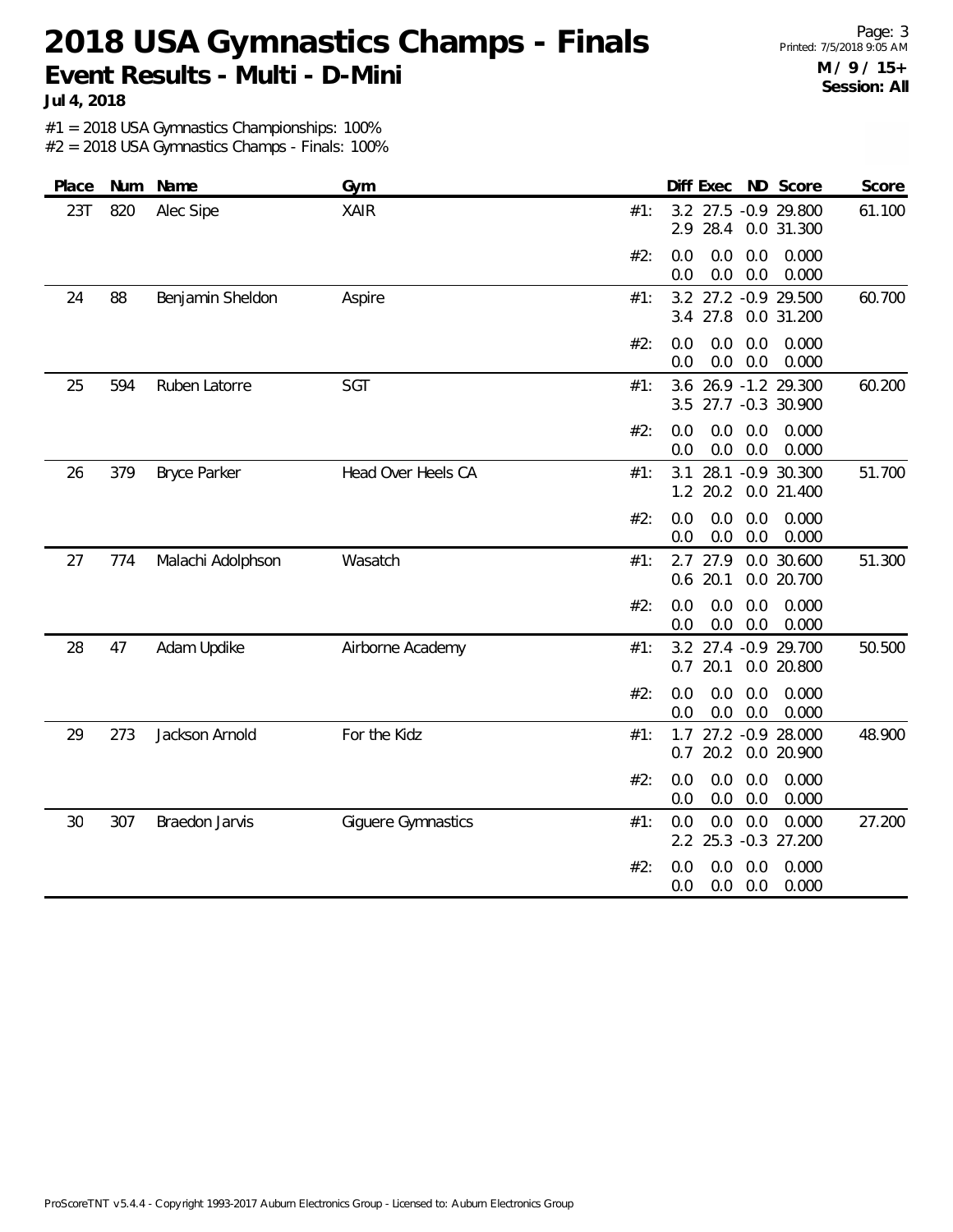# 2018 USA Gymnastics Champs - Finals

## Event Results - Multi - D-Mini

**Jul 4, 2018**

Page: 3
Printed: 7/5/2018 9:05 AM
**M / 9 / 15+**
**Session: All**

#1 = 2018 USA Gymnastics Championships: 100%
#2 = 2018 USA Gymnastics Champs - Finals: 100%

| Place | Num | Name | Gym | | Diff | Exec | ND | Score | Score |
|---|---|---|---|---|---|---|---|---|---|
| 23T | 820 | Alec Sipe | XAIR | #1: | 3.2 | 27.5 | -0.9 | 29.800 | 61.100 |
| | | | | | 2.9 | 28.4 | 0.0 | 31.300 | |
| | | | | #2: | 0.0 | 0.0 | 0.0 | 0.000 | |
| | | | | | 0.0 | 0.0 | 0.0 | 0.000 | |
| 24 | 88 | Benjamin Sheldon | Aspire | #1: | 3.2 | 27.2 | -0.9 | 29.500 | 60.700 |
| | | | | | 3.4 | 27.8 | 0.0 | 31.200 | |
| | | | | #2: | 0.0 | 0.0 | 0.0 | 0.000 | |
| | | | | | 0.0 | 0.0 | 0.0 | 0.000 | |
| 25 | 594 | Ruben Latorre | SGT | #1: | 3.6 | 26.9 | -1.2 | 29.300 | 60.200 |
| | | | | | 3.5 | 27.7 | -0.3 | 30.900 | |
| | | | | #2: | 0.0 | 0.0 | 0.0 | 0.000 | |
| | | | | | 0.0 | 0.0 | 0.0 | 0.000 | |
| 26 | 379 | Bryce Parker | Head Over Heels CA | #1: | 3.1 | 28.1 | -0.9 | 30.300 | 51.700 |
| | | | | | 1.2 | 20.2 | 0.0 | 21.400 | |
| | | | | #2: | 0.0 | 0.0 | 0.0 | 0.000 | |
| | | | | | 0.0 | 0.0 | 0.0 | 0.000 | |
| 27 | 774 | Malachi Adolphson | Wasatch | #1: | 2.7 | 27.9 | 0.0 | 30.600 | 51.300 |
| | | | | | 0.6 | 20.1 | 0.0 | 20.700 | |
| | | | | #2: | 0.0 | 0.0 | 0.0 | 0.000 | |
| | | | | | 0.0 | 0.0 | 0.0 | 0.000 | |
| 28 | 47 | Adam Updike | Airborne Academy | #1: | 3.2 | 27.4 | -0.9 | 29.700 | 50.500 |
| | | | | | 0.7 | 20.1 | 0.0 | 20.800 | |
| | | | | #2: | 0.0 | 0.0 | 0.0 | 0.000 | |
| | | | | | 0.0 | 0.0 | 0.0 | 0.000 | |
| 29 | 273 | Jackson Arnold | For the Kidz | #1: | 1.7 | 27.2 | -0.9 | 28.000 | 48.900 |
| | | | | | 0.7 | 20.2 | 0.0 | 20.900 | |
| | | | | #2: | 0.0 | 0.0 | 0.0 | 0.000 | |
| | | | | | 0.0 | 0.0 | 0.0 | 0.000 | |
| 30 | 307 | Braedon Jarvis | Giguere Gymnastics | #1: | 0.0 | 0.0 | 0.0 | 0.000 | 27.200 |
| | | | | | 2.2 | 25.3 | -0.3 | 27.200 | |
| | | | | #2: | 0.0 | 0.0 | 0.0 | 0.000 | |
| | | | | | 0.0 | 0.0 | 0.0 | 0.000 | |

ProScoreTNT v5.4.4 - Copyright 1993-2017 Auburn Electronics Group - Licensed to: Auburn Electronics Group